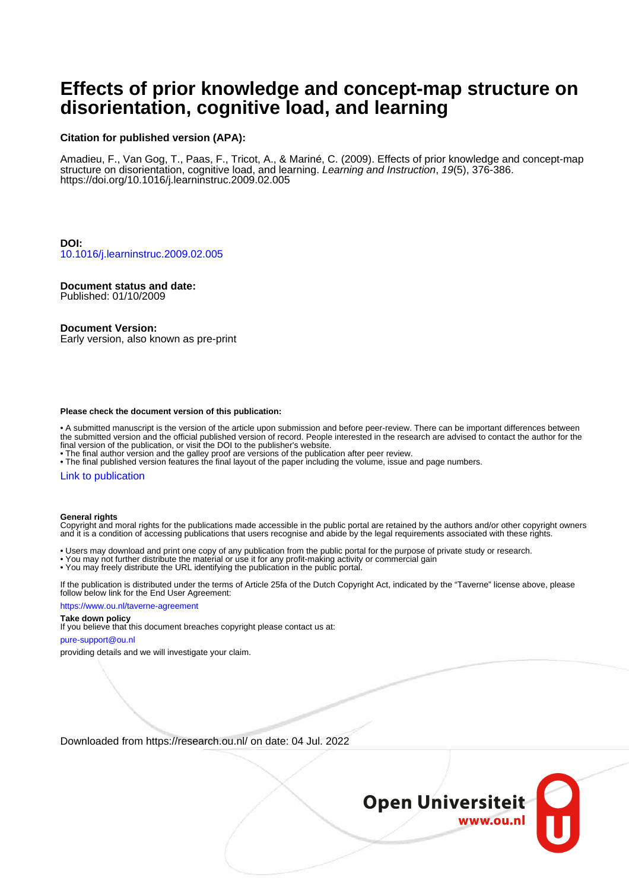# Effects of prior knowledge and concept-map structure on disorientation, cognitive load, and learning

**Citation for published version (APA):**

Amadieu, F., Van Gog, T., Paas, F., Tricot, A., & Mariné, C. (2009). Effects of prior knowledge and concept-map structure on disorientation, cognitive load, and learning. *Learning and Instruction*, *19*(5), 376-386. https://doi.org/10.1016/j.learninstruc.2009.02.005

**DOI:**
10.1016/j.learninstruc.2009.02.005

**Document status and date:**
Published: 01/10/2009

**Document Version:**
Early version, also known as pre-print

**Please check the document version of this publication:**

• A submitted manuscript is the version of the article upon submission and before peer-review. There can be important differences between the submitted version and the official published version of record. People interested in the research are advised to contact the author for the final version of the publication, or visit the DOI to the publisher's website.
• The final author version and the galley proof are versions of the publication after peer review.
• The final published version features the final layout of the paper including the volume, issue and page numbers.

Link to publication

**General rights**
Copyright and moral rights for the publications made accessible in the public portal are retained by the authors and/or other copyright owners and it is a condition of accessing publications that users recognise and abide by the legal requirements associated with these rights.

• Users may download and print one copy of any publication from the public portal for the purpose of private study or research.
• You may not further distribute the material or use it for any profit-making activity or commercial gain
• You may freely distribute the URL identifying the publication in the public portal.

If the publication is distributed under the terms of Article 25fa of the Dutch Copyright Act, indicated by the "Taverne" license above, please follow below link for the End User Agreement:

https://www.ou.nl/taverne-agreement

**Take down policy**
If you believe that this document breaches copyright please contact us at:

pure-support@ou.nl

providing details and we will investigate your claim.

Downloaded from https://research.ou.nl/ on date: 04 Jul. 2022

Open Universiteit
www.ou.nl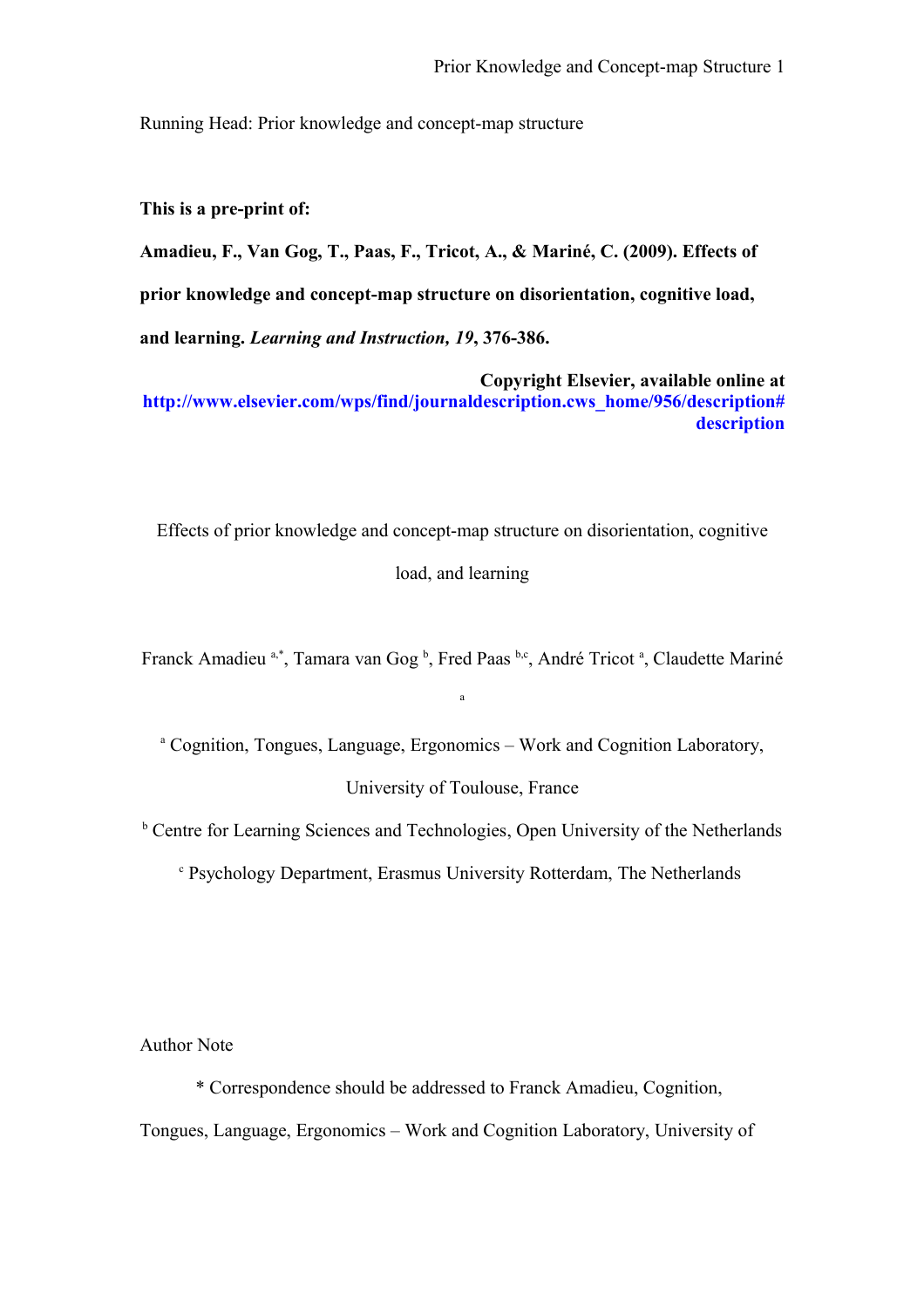Running Head: Prior knowledge and concept-map structure

**This is a pre-print of:**

**Amadieu, F., Van Gog, T., Paas, F., Tricot, A., & Mariné, C. (2009). Effects of prior knowledge and concept-map structure on disorientation, cognitive load, and learning. *Learning and Instruction, 19*, 376-386.**

**Copyright Elsevier, available online at [http://www.elsevier.com/wps/find/journaldescription.cws_home/956/description#description](http://www.elsevier.com/wps/find/journaldescription.cws_home/956/description#description)**

# Effects of prior knowledge and concept-map structure on disorientation, cognitive load, and learning

Franck Amadieu [a,*], Tamara van Gog [b], Fred Paas [b,c], André Tricot [a], Claudette Mariné [a]

[a] Cognition, Tongues, Language, Ergonomics – Work and Cognition Laboratory, University of Toulouse, France

[b] Centre for Learning Sciences and Technologies, Open University of the Netherlands

[c] Psychology Department, Erasmus University Rotterdam, The Netherlands

Author Note

* Correspondence should be addressed to Franck Amadieu, Cognition, Tongues, Language, Ergonomics – Work and Cognition Laboratory, University of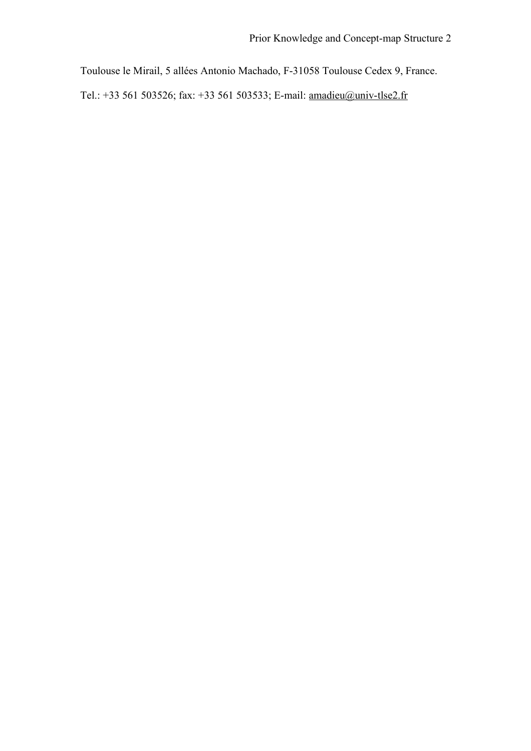Toulouse le Mirail, 5 allées Antonio Machado, F-31058 Toulouse Cedex 9, France.

Tel.: +33 561 503526; fax: +33 561 503533; E-mail: amadieu@univ-tlse2.fr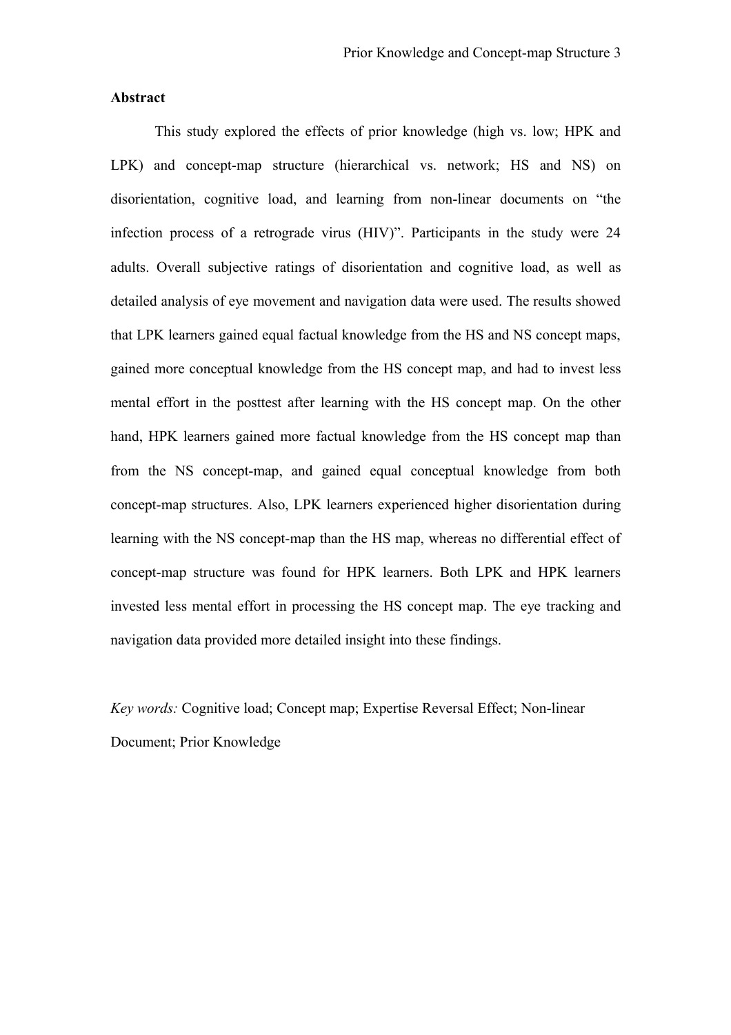**Abstract**

This study explored the effects of prior knowledge (high vs. low; HPK and LPK) and concept-map structure (hierarchical vs. network; HS and NS) on disorientation, cognitive load, and learning from non-linear documents on "the infection process of a retrograde virus (HIV)". Participants in the study were 24 adults. Overall subjective ratings of disorientation and cognitive load, as well as detailed analysis of eye movement and navigation data were used. The results showed that LPK learners gained equal factual knowledge from the HS and NS concept maps, gained more conceptual knowledge from the HS concept map, and had to invest less mental effort in the posttest after learning with the HS concept map. On the other hand, HPK learners gained more factual knowledge from the HS concept map than from the NS concept-map, and gained equal conceptual knowledge from both concept-map structures. Also, LPK learners experienced higher disorientation during learning with the NS concept-map than the HS map, whereas no differential effect of concept-map structure was found for HPK learners. Both LPK and HPK learners invested less mental effort in processing the HS concept map. The eye tracking and navigation data provided more detailed insight into these findings.

*Key words:* Cognitive load; Concept map; Expertise Reversal Effect; Non-linear Document; Prior Knowledge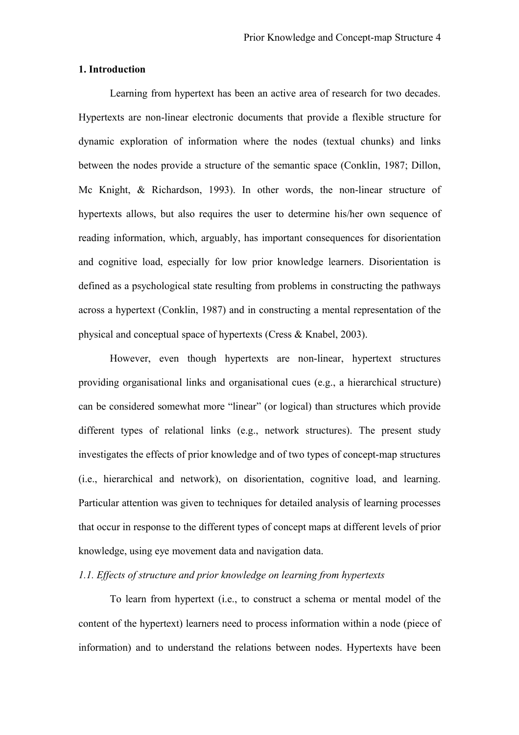## 1. Introduction

Learning from hypertext has been an active area of research for two decades. Hypertexts are non-linear electronic documents that provide a flexible structure for dynamic exploration of information where the nodes (textual chunks) and links between the nodes provide a structure of the semantic space (Conklin, 1987; Dillon, Mc Knight, & Richardson, 1993). In other words, the non-linear structure of hypertexts allows, but also requires the user to determine his/her own sequence of reading information, which, arguably, has important consequences for disorientation and cognitive load, especially for low prior knowledge learners. Disorientation is defined as a psychological state resulting from problems in constructing the pathways across a hypertext (Conklin, 1987) and in constructing a mental representation of the physical and conceptual space of hypertexts (Cress & Knabel, 2003).

However, even though hypertexts are non-linear, hypertext structures providing organisational links and organisational cues (e.g., a hierarchical structure) can be considered somewhat more "linear" (or logical) than structures which provide different types of relational links (e.g., network structures). The present study investigates the effects of prior knowledge and of two types of concept-map structures (i.e., hierarchical and network), on disorientation, cognitive load, and learning. Particular attention was given to techniques for detailed analysis of learning processes that occur in response to the different types of concept maps at different levels of prior knowledge, using eye movement data and navigation data.

### *1.1. Effects of structure and prior knowledge on learning from hypertexts*

To learn from hypertext (i.e., to construct a schema or mental model of the content of the hypertext) learners need to process information within a node (piece of information) and to understand the relations between nodes. Hypertexts have been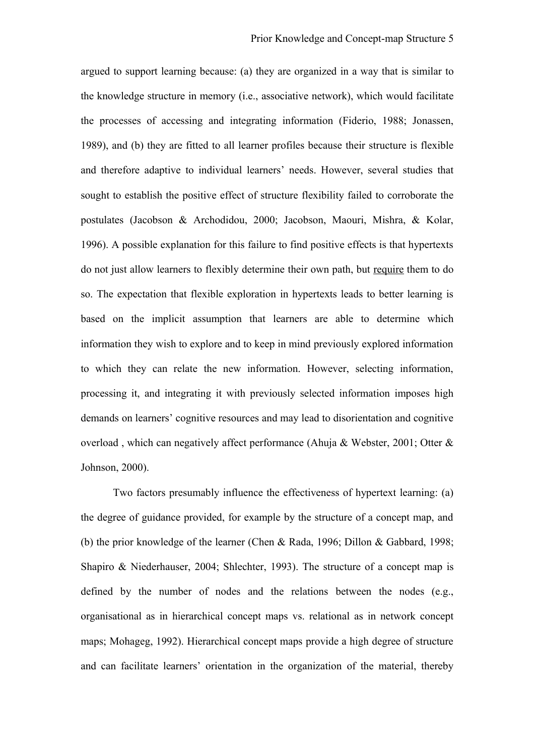argued to support learning because: (a) they are organized in a way that is similar to the knowledge structure in memory (i.e., associative network), which would facilitate the processes of accessing and integrating information (Fiderio, 1988; Jonassen, 1989), and (b) they are fitted to all learner profiles because their structure is flexible and therefore adaptive to individual learners' needs. However, several studies that sought to establish the positive effect of structure flexibility failed to corroborate the postulates (Jacobson & Archodidou, 2000; Jacobson, Maouri, Mishra, & Kolar, 1996). A possible explanation for this failure to find positive effects is that hypertexts do not just allow learners to flexibly determine their own path, but <u>require</u> them to do so. The expectation that flexible exploration in hypertexts leads to better learning is based on the implicit assumption that learners are able to determine which information they wish to explore and to keep in mind previously explored information to which they can relate the new information. However, selecting information, processing it, and integrating it with previously selected information imposes high demands on learners' cognitive resources and may lead to disorientation and cognitive overload , which can negatively affect performance (Ahuja & Webster, 2001; Otter & Johnson, 2000).

Two factors presumably influence the effectiveness of hypertext learning: (a) the degree of guidance provided, for example by the structure of a concept map, and (b) the prior knowledge of the learner (Chen & Rada, 1996; Dillon & Gabbard, 1998; Shapiro & Niederhauser, 2004; Shlechter, 1993). The structure of a concept map is defined by the number of nodes and the relations between the nodes (e.g., organisational as in hierarchical concept maps vs. relational as in network concept maps; Mohageg, 1992). Hierarchical concept maps provide a high degree of structure and can facilitate learners' orientation in the organization of the material, thereby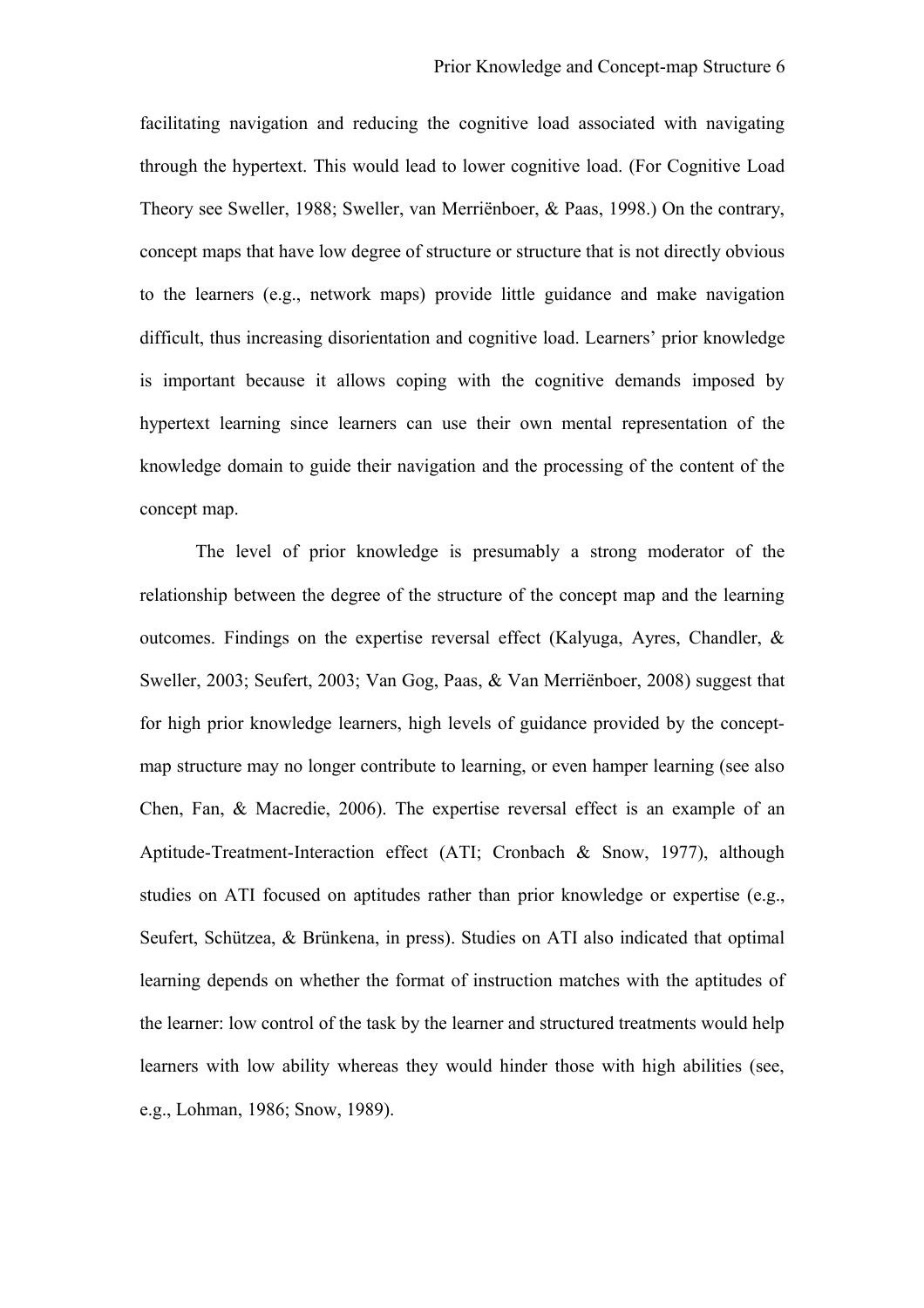facilitating navigation and reducing the cognitive load associated with navigating through the hypertext. This would lead to lower cognitive load. (For Cognitive Load Theory see Sweller, 1988; Sweller, van Merriënboer, & Paas, 1998.) On the contrary, concept maps that have low degree of structure or structure that is not directly obvious to the learners (e.g., network maps) provide little guidance and make navigation difficult, thus increasing disorientation and cognitive load. Learners' prior knowledge is important because it allows coping with the cognitive demands imposed by hypertext learning since learners can use their own mental representation of the knowledge domain to guide their navigation and the processing of the content of the concept map.

The level of prior knowledge is presumably a strong moderator of the relationship between the degree of the structure of the concept map and the learning outcomes. Findings on the expertise reversal effect (Kalyuga, Ayres, Chandler, & Sweller, 2003; Seufert, 2003; Van Gog, Paas, & Van Merriënboer, 2008) suggest that for high prior knowledge learners, high levels of guidance provided by the concept-map structure may no longer contribute to learning, or even hamper learning (see also Chen, Fan, & Macredie, 2006). The expertise reversal effect is an example of an Aptitude-Treatment-Interaction effect (ATI; Cronbach & Snow, 1977), although studies on ATI focused on aptitudes rather than prior knowledge or expertise (e.g., Seufert, Schützea, & Brünkena, in press). Studies on ATI also indicated that optimal learning depends on whether the format of instruction matches with the aptitudes of the learner: low control of the task by the learner and structured treatments would help learners with low ability whereas they would hinder those with high abilities (see, e.g., Lohman, 1986; Snow, 1989).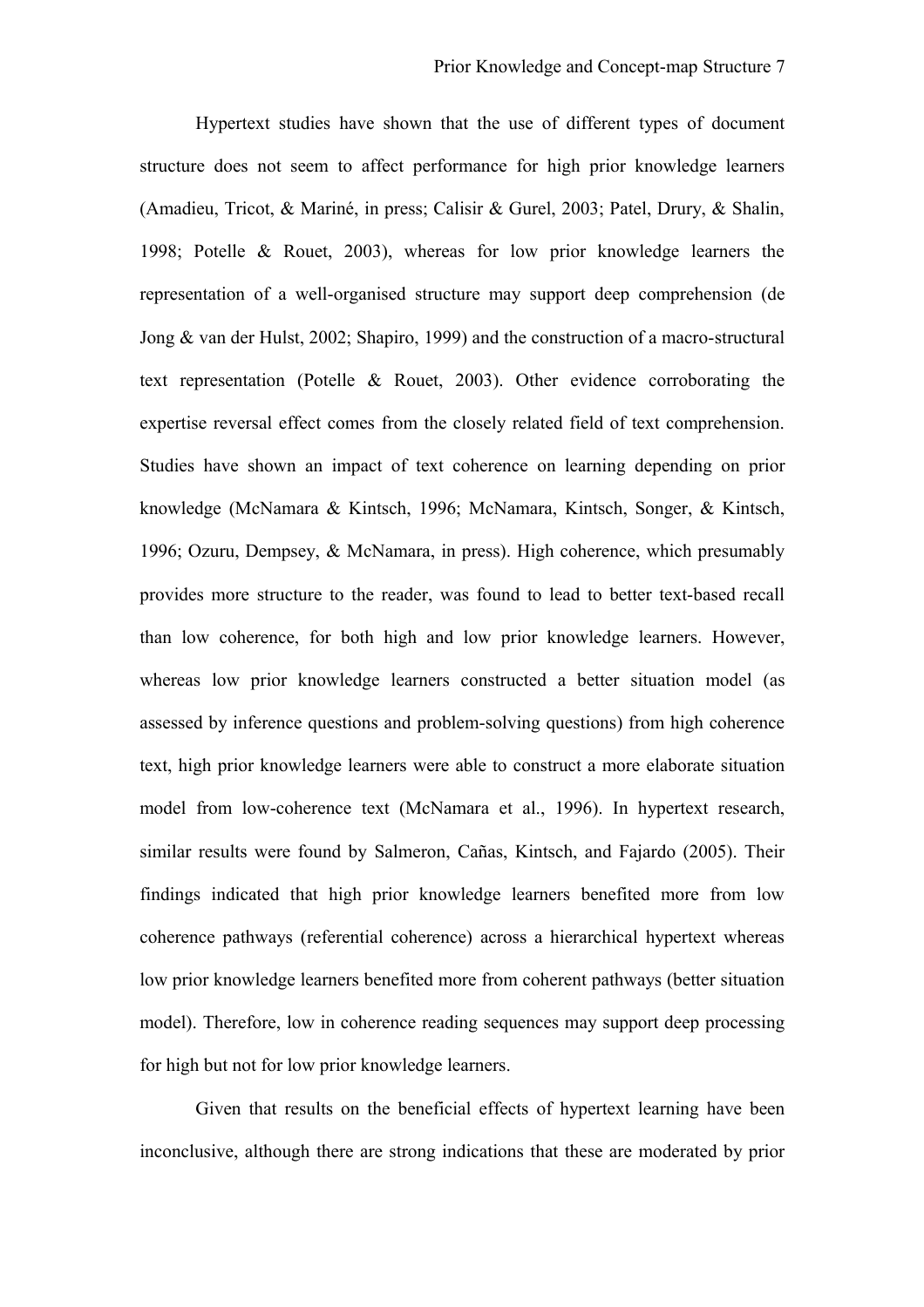Hypertext studies have shown that the use of different types of document structure does not seem to affect performance for high prior knowledge learners (Amadieu, Tricot, & Mariné, in press; Calisir & Gurel, 2003; Patel, Drury, & Shalin, 1998; Potelle & Rouet, 2003), whereas for low prior knowledge learners the representation of a well-organised structure may support deep comprehension (de Jong & van der Hulst, 2002; Shapiro, 1999) and the construction of a macro-structural text representation (Potelle & Rouet, 2003). Other evidence corroborating the expertise reversal effect comes from the closely related field of text comprehension. Studies have shown an impact of text coherence on learning depending on prior knowledge (McNamara & Kintsch, 1996; McNamara, Kintsch, Songer, & Kintsch, 1996; Ozuru, Dempsey, & McNamara, in press). High coherence, which presumably provides more structure to the reader, was found to lead to better text-based recall than low coherence, for both high and low prior knowledge learners. However, whereas low prior knowledge learners constructed a better situation model (as assessed by inference questions and problem-solving questions) from high coherence text, high prior knowledge learners were able to construct a more elaborate situation model from low-coherence text (McNamara et al., 1996). In hypertext research, similar results were found by Salmeron, Cañas, Kintsch, and Fajardo (2005). Their findings indicated that high prior knowledge learners benefited more from low coherence pathways (referential coherence) across a hierarchical hypertext whereas low prior knowledge learners benefited more from coherent pathways (better situation model). Therefore, low in coherence reading sequences may support deep processing for high but not for low prior knowledge learners.

Given that results on the beneficial effects of hypertext learning have been inconclusive, although there are strong indications that these are moderated by prior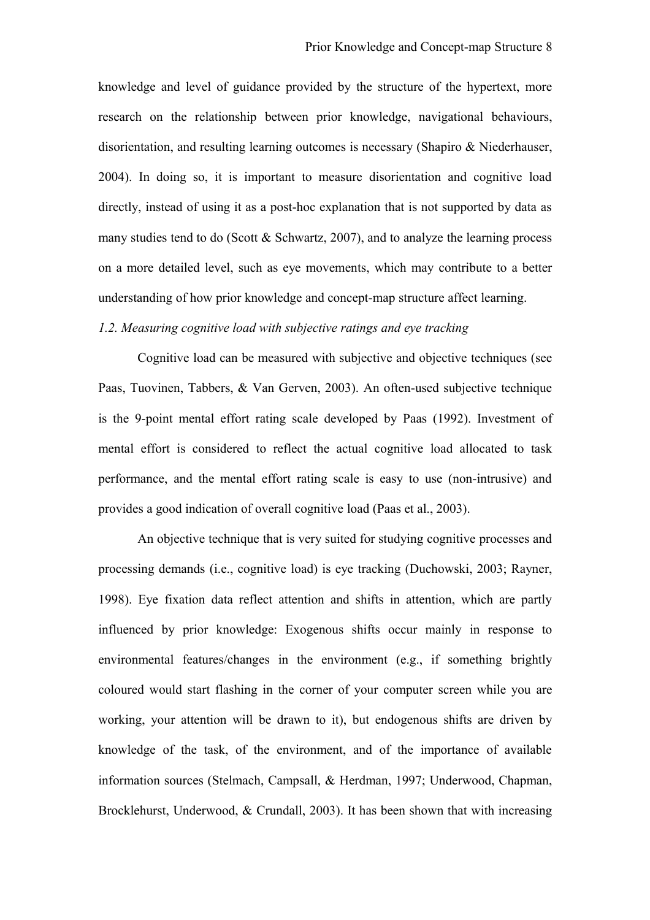knowledge and level of guidance provided by the structure of the hypertext, more research on the relationship between prior knowledge, navigational behaviours, disorientation, and resulting learning outcomes is necessary (Shapiro & Niederhauser, 2004). In doing so, it is important to measure disorientation and cognitive load directly, instead of using it as a post-hoc explanation that is not supported by data as many studies tend to do (Scott & Schwartz, 2007), and to analyze the learning process on a more detailed level, such as eye movements, which may contribute to a better understanding of how prior knowledge and concept-map structure affect learning.

### *1.2. Measuring cognitive load with subjective ratings and eye tracking*

Cognitive load can be measured with subjective and objective techniques (see Paas, Tuovinen, Tabbers, & Van Gerven, 2003). An often-used subjective technique is the 9-point mental effort rating scale developed by Paas (1992). Investment of mental effort is considered to reflect the actual cognitive load allocated to task performance, and the mental effort rating scale is easy to use (non-intrusive) and provides a good indication of overall cognitive load (Paas et al., 2003).

An objective technique that is very suited for studying cognitive processes and processing demands (i.e., cognitive load) is eye tracking (Duchowski, 2003; Rayner, 1998). Eye fixation data reflect attention and shifts in attention, which are partly influenced by prior knowledge: Exogenous shifts occur mainly in response to environmental features/changes in the environment (e.g., if something brightly coloured would start flashing in the corner of your computer screen while you are working, your attention will be drawn to it), but endogenous shifts are driven by knowledge of the task, of the environment, and of the importance of available information sources (Stelmach, Campsall, & Herdman, 1997; Underwood, Chapman, Brocklehurst, Underwood, & Crundall, 2003). It has been shown that with increasing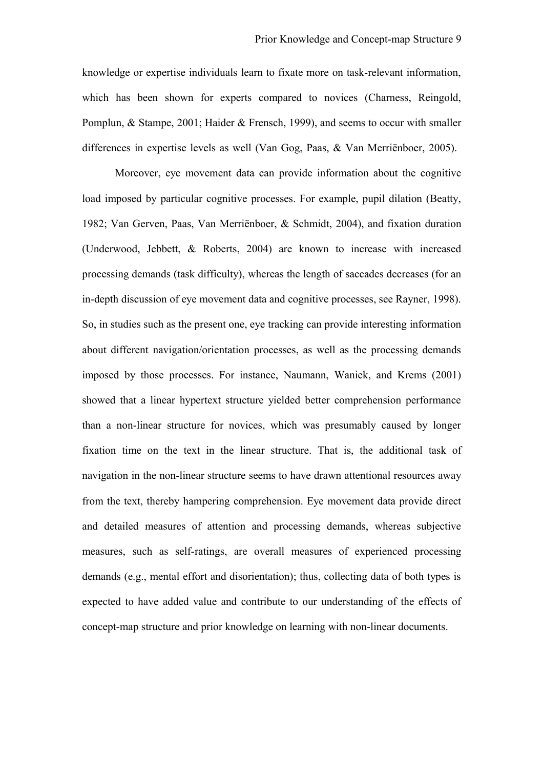knowledge or expertise individuals learn to fixate more on task-relevant information, which has been shown for experts compared to novices (Charness, Reingold, Pomplun, & Stampe, 2001; Haider & Frensch, 1999), and seems to occur with smaller differences in expertise levels as well (Van Gog, Paas, & Van Merriënboer, 2005).

Moreover, eye movement data can provide information about the cognitive load imposed by particular cognitive processes. For example, pupil dilation (Beatty, 1982; Van Gerven, Paas, Van Merriënboer, & Schmidt, 2004), and fixation duration (Underwood, Jebbett, & Roberts, 2004) are known to increase with increased processing demands (task difficulty), whereas the length of saccades decreases (for an in-depth discussion of eye movement data and cognitive processes, see Rayner, 1998). So, in studies such as the present one, eye tracking can provide interesting information about different navigation/orientation processes, as well as the processing demands imposed by those processes. For instance, Naumann, Waniek, and Krems (2001) showed that a linear hypertext structure yielded better comprehension performance than a non-linear structure for novices, which was presumably caused by longer fixation time on the text in the linear structure. That is, the additional task of navigation in the non-linear structure seems to have drawn attentional resources away from the text, thereby hampering comprehension. Eye movement data provide direct and detailed measures of attention and processing demands, whereas subjective measures, such as self-ratings, are overall measures of experienced processing demands (e.g., mental effort and disorientation); thus, collecting data of both types is expected to have added value and contribute to our understanding of the effects of concept-map structure and prior knowledge on learning with non-linear documents.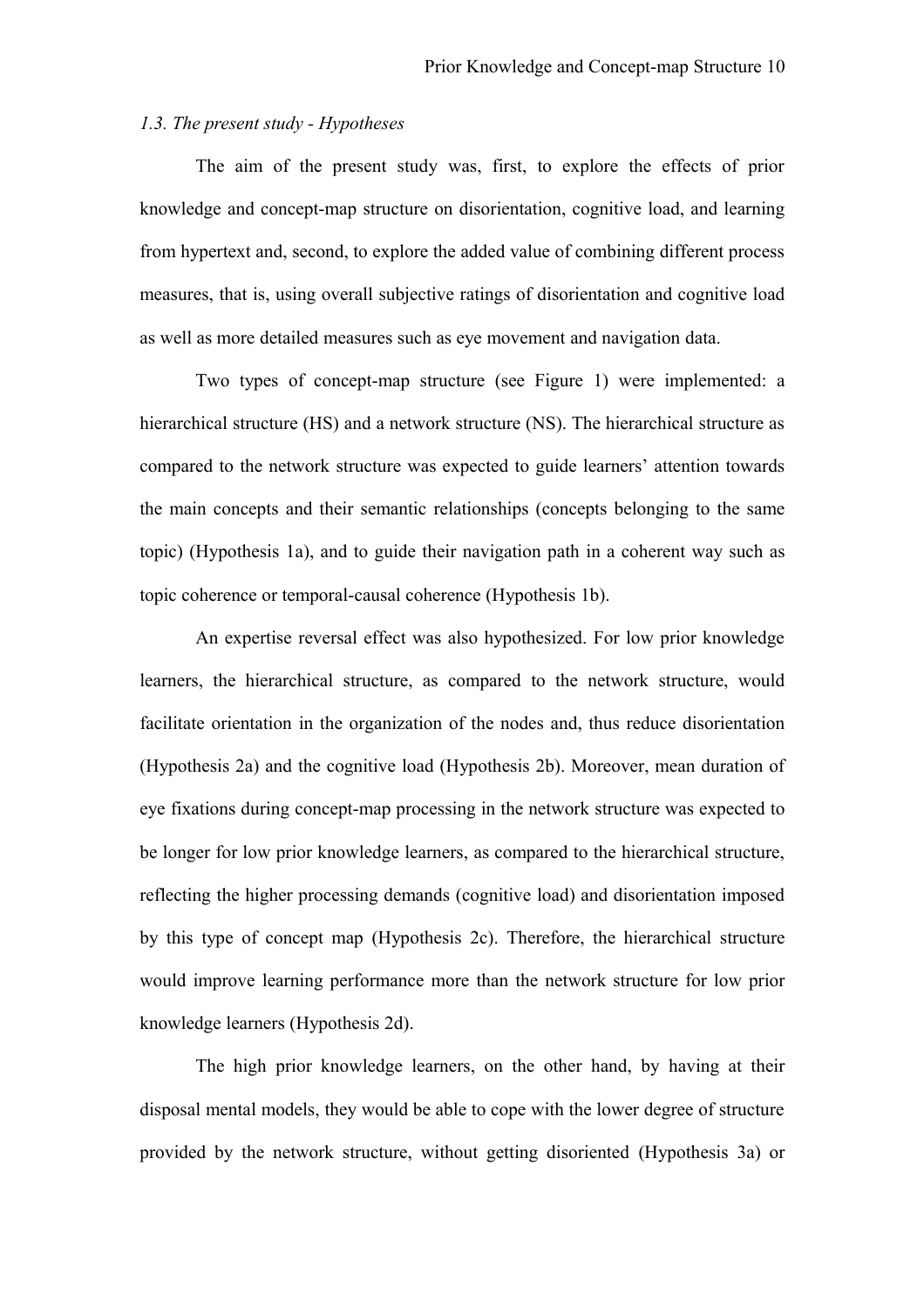### *1.3. The present study - Hypotheses*

The aim of the present study was, first, to explore the effects of prior knowledge and concept-map structure on disorientation, cognitive load, and learning from hypertext and, second, to explore the added value of combining different process measures, that is, using overall subjective ratings of disorientation and cognitive load as well as more detailed measures such as eye movement and navigation data.

Two types of concept-map structure (see Figure 1) were implemented: a hierarchical structure (HS) and a network structure (NS). The hierarchical structure as compared to the network structure was expected to guide learners' attention towards the main concepts and their semantic relationships (concepts belonging to the same topic) (Hypothesis 1a), and to guide their navigation path in a coherent way such as topic coherence or temporal-causal coherence (Hypothesis 1b).

An expertise reversal effect was also hypothesized. For low prior knowledge learners, the hierarchical structure, as compared to the network structure, would facilitate orientation in the organization of the nodes and, thus reduce disorientation (Hypothesis 2a) and the cognitive load (Hypothesis 2b). Moreover, mean duration of eye fixations during concept-map processing in the network structure was expected to be longer for low prior knowledge learners, as compared to the hierarchical structure, reflecting the higher processing demands (cognitive load) and disorientation imposed by this type of concept map (Hypothesis 2c). Therefore, the hierarchical structure would improve learning performance more than the network structure for low prior knowledge learners (Hypothesis 2d).

The high prior knowledge learners, on the other hand, by having at their disposal mental models, they would be able to cope with the lower degree of structure provided by the network structure, without getting disoriented (Hypothesis 3a) or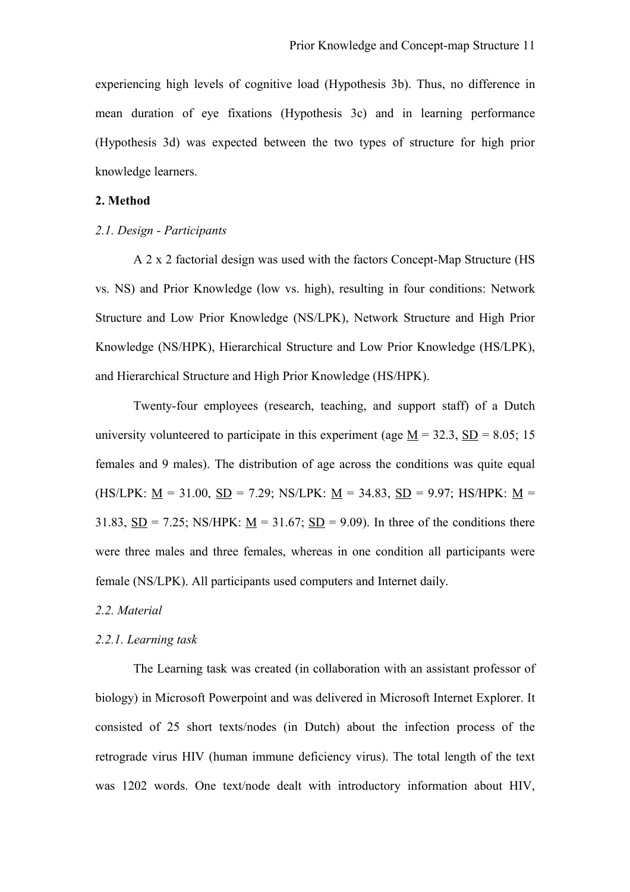experiencing high levels of cognitive load (Hypothesis 3b). Thus, no difference in mean duration of eye fixations (Hypothesis 3c) and in learning performance (Hypothesis 3d) was expected between the two types of structure for high prior knowledge learners.

## 2. Method

### *2.1. Design - Participants*

A 2 x 2 factorial design was used with the factors Concept-Map Structure (HS vs. NS) and Prior Knowledge (low vs. high), resulting in four conditions: Network Structure and Low Prior Knowledge (NS/LPK), Network Structure and High Prior Knowledge (NS/HPK), Hierarchical Structure and Low Prior Knowledge (HS/LPK), and Hierarchical Structure and High Prior Knowledge (HS/HPK).

Twenty-four employees (research, teaching, and support staff) of a Dutch university volunteered to participate in this experiment (age $M$ = 32.3, $SD$ = 8.05; 15 females and 9 males). The distribution of age across the conditions was quite equal (HS/LPK: $M$ = 31.00, $SD$ = 7.29; NS/LPK: $M$ = 34.83, $SD$ = 9.97; HS/HPK: $M$ = 31.83, $SD$ = 7.25; NS/HPK: $M$ = 31.67; $SD$ = 9.09). In three of the conditions there were three males and three females, whereas in one condition all participants were female (NS/LPK). All participants used computers and Internet daily.

### *2.2. Material*

#### *2.2.1. Learning task*

The Learning task was created (in collaboration with an assistant professor of biology) in Microsoft Powerpoint and was delivered in Microsoft Internet Explorer. It consisted of 25 short texts/nodes (in Dutch) about the infection process of the retrograde virus HIV (human immune deficiency virus). The total length of the text was 1202 words. One text/node dealt with introductory information about HIV,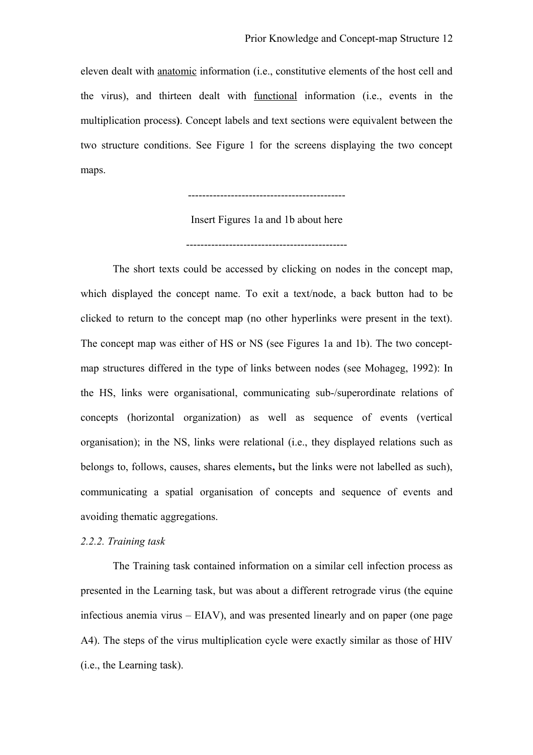eleven dealt with <u>anatomic</u> information (i.e., constitutive elements of the host cell and the virus), and thirteen dealt with <u>functional</u> information (i.e., events in the multiplication process**)**. Concept labels and text sections were equivalent between the two structure conditions. See Figure 1 for the screens displaying the two concept maps.

--------------------------------------------

Insert Figures 1a and 1b about here

---------------------------------------------

The short texts could be accessed by clicking on nodes in the concept map, which displayed the concept name. To exit a text/node, a back button had to be clicked to return to the concept map (no other hyperlinks were present in the text). The concept map was either of HS or NS (see Figures 1a and 1b). The two concept-map structures differed in the type of links between nodes (see Mohageg, 1992): In the HS, links were organisational, communicating sub-/superordinate relations of concepts (horizontal organization) as well as sequence of events (vertical organisation); in the NS, links were relational (i.e., they displayed relations such as belongs to, follows, causes, shares elements**,** but the links were not labelled as such), communicating a spatial organisation of concepts and sequence of events and avoiding thematic aggregations.

*2.2.2. Training task*

The Training task contained information on a similar cell infection process as presented in the Learning task, but was about a different retrograde virus (the equine infectious anemia virus – EIAV), and was presented linearly and on paper (one page A4). The steps of the virus multiplication cycle were exactly similar as those of HIV (i.e., the Learning task).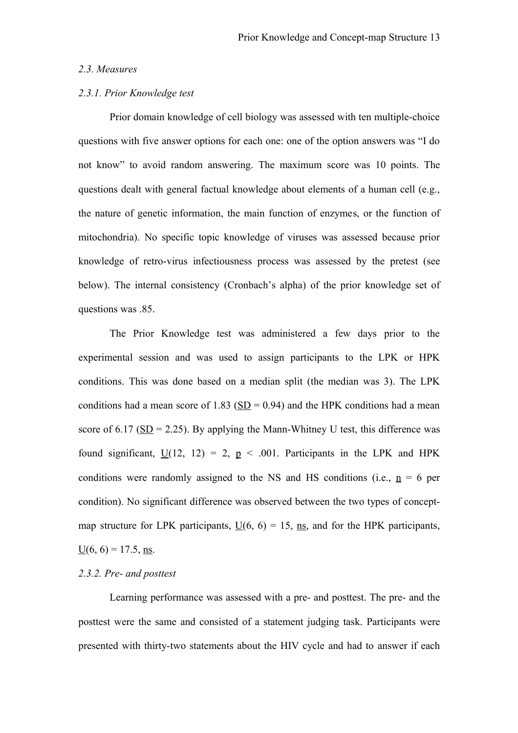### 2.3. Measures

#### 2.3.1. Prior Knowledge test

Prior domain knowledge of cell biology was assessed with ten multiple-choice questions with five answer options for each one: one of the option answers was "I do not know" to avoid random answering. The maximum score was 10 points. The questions dealt with general factual knowledge about elements of a human cell (e.g., the nature of genetic information, the main function of enzymes, or the function of mitochondria). No specific topic knowledge of viruses was assessed because prior knowledge of retro-virus infectiousness process was assessed by the pretest (see below). The internal consistency (Cronbach's alpha) of the prior knowledge set of questions was .85.

The Prior Knowledge test was administered a few days prior to the experimental session and was used to assign participants to the LPK or HPK conditions. This was done based on a median split (the median was 3). The LPK conditions had a mean score of 1.83 (SD = 0.94) and the HPK conditions had a mean score of 6.17 (SD = 2.25). By applying the Mann-Whitney U test, this difference was found significant, $U(12, 12) = 2$, $p < .001$. Participants in the LPK and HPK conditions were randomly assigned to the NS and HS conditions (i.e., $n = 6$ per condition). No significant difference was observed between the two types of concept-map structure for LPK participants, $U(6, 6) = 15$, ns, and for the HPK participants, $U(6, 6) = 17.5$, ns.

#### 2.3.2. Pre- and posttest

Learning performance was assessed with a pre- and posttest. The pre- and the posttest were the same and consisted of a statement judging task. Participants were presented with thirty-two statements about the HIV cycle and had to answer if each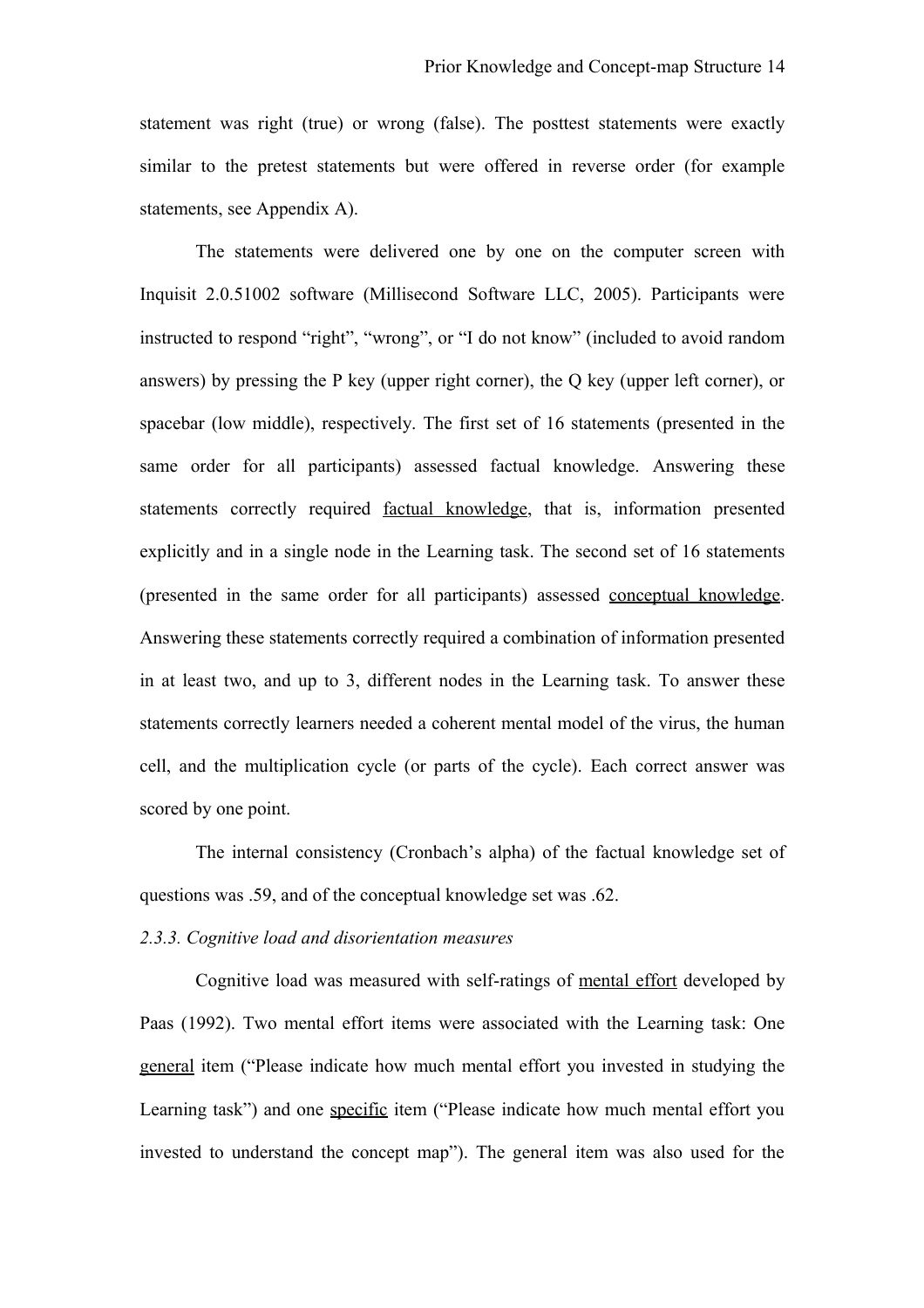statement was right (true) or wrong (false). The posttest statements were exactly similar to the pretest statements but were offered in reverse order (for example statements, see Appendix A).

The statements were delivered one by one on the computer screen with Inquisit 2.0.51002 software (Millisecond Software LLC, 2005). Participants were instructed to respond "right", "wrong", or "I do not know" (included to avoid random answers) by pressing the P key (upper right corner), the Q key (upper left corner), or spacebar (low middle), respectively. The first set of 16 statements (presented in the same order for all participants) assessed factual knowledge. Answering these statements correctly required <u>factual knowledge</u>, that is, information presented explicitly and in a single node in the Learning task. The second set of 16 statements (presented in the same order for all participants) assessed <u>conceptual knowledge</u>. Answering these statements correctly required a combination of information presented in at least two, and up to 3, different nodes in the Learning task. To answer these statements correctly learners needed a coherent mental model of the virus, the human cell, and the multiplication cycle (or parts of the cycle). Each correct answer was scored by one point.

The internal consistency (Cronbach's alpha) of the factual knowledge set of questions was .59, and of the conceptual knowledge set was .62.

*2.3.3. Cognitive load and disorientation measures*

Cognitive load was measured with self-ratings of <u>mental effort</u> developed by Paas (1992). Two mental effort items were associated with the Learning task: One <u>general</u> item ("Please indicate how much mental effort you invested in studying the Learning task") and one <u>specific</u> item ("Please indicate how much mental effort you invested to understand the concept map"). The general item was also used for the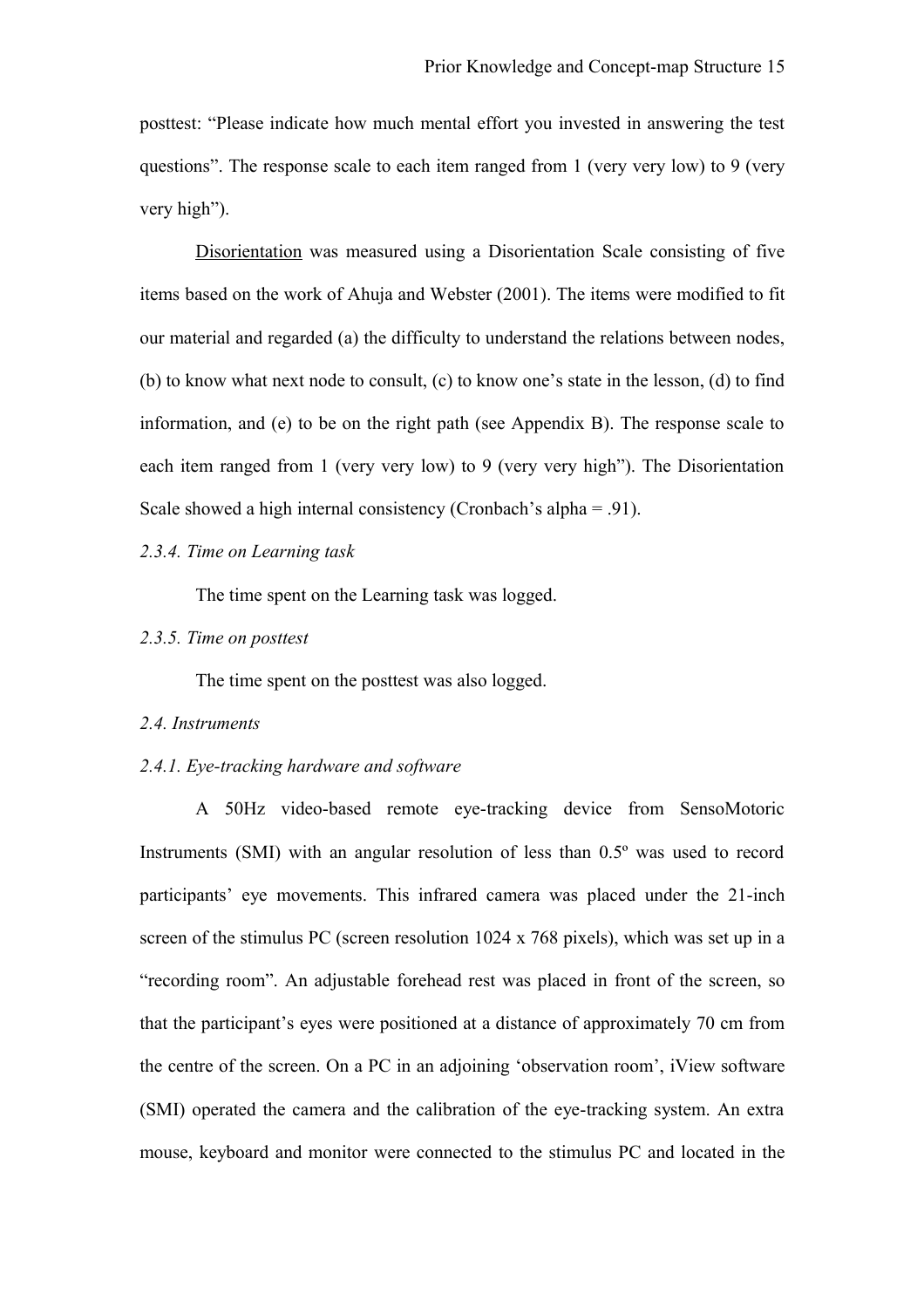posttest: "Please indicate how much mental effort you invested in answering the test questions". The response scale to each item ranged from 1 (very very low) to 9 (very very high").

Disorientation was measured using a Disorientation Scale consisting of five items based on the work of Ahuja and Webster (2001). The items were modified to fit our material and regarded (a) the difficulty to understand the relations between nodes, (b) to know what next node to consult, (c) to know one's state in the lesson, (d) to find information, and (e) to be on the right path (see Appendix B). The response scale to each item ranged from 1 (very very low) to 9 (very very high"). The Disorientation Scale showed a high internal consistency (Cronbach's alpha = .91).

*2.3.4. Time on Learning task*

The time spent on the Learning task was logged.

*2.3.5. Time on posttest*

The time spent on the posttest was also logged.

*2.4. Instruments*

*2.4.1. Eye-tracking hardware and software*

A 50Hz video-based remote eye-tracking device from SensoMotoric Instruments (SMI) with an angular resolution of less than 0.5º was used to record participants' eye movements. This infrared camera was placed under the 21-inch screen of the stimulus PC (screen resolution 1024 x 768 pixels), which was set up in a "recording room". An adjustable forehead rest was placed in front of the screen, so that the participant's eyes were positioned at a distance of approximately 70 cm from the centre of the screen. On a PC in an adjoining 'observation room', iView software (SMI) operated the camera and the calibration of the eye-tracking system. An extra mouse, keyboard and monitor were connected to the stimulus PC and located in the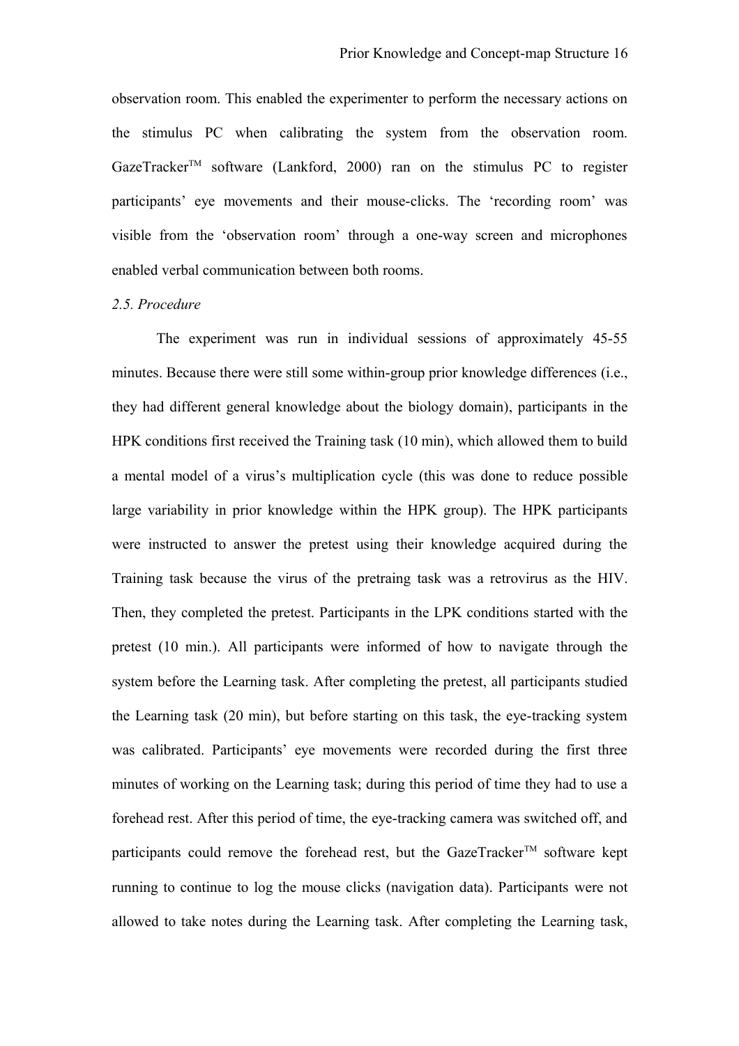observation room. This enabled the experimenter to perform the necessary actions on the stimulus PC when calibrating the system from the observation room. GazeTracker™ software (Lankford, 2000) ran on the stimulus PC to register participants' eye movements and their mouse-clicks. The 'recording room' was visible from the 'observation room' through a one-way screen and microphones enabled verbal communication between both rooms.

*2.5. Procedure*

The experiment was run in individual sessions of approximately 45-55 minutes. Because there were still some within-group prior knowledge differences (i.e., they had different general knowledge about the biology domain), participants in the HPK conditions first received the Training task (10 min), which allowed them to build a mental model of a virus's multiplication cycle (this was done to reduce possible large variability in prior knowledge within the HPK group). The HPK participants were instructed to answer the pretest using their knowledge acquired during the Training task because the virus of the pretraing task was a retrovirus as the HIV. Then, they completed the pretest. Participants in the LPK conditions started with the pretest (10 min.). All participants were informed of how to navigate through the system before the Learning task. After completing the pretest, all participants studied the Learning task (20 min), but before starting on this task, the eye-tracking system was calibrated. Participants' eye movements were recorded during the first three minutes of working on the Learning task; during this period of time they had to use a forehead rest. After this period of time, the eye-tracking camera was switched off, and participants could remove the forehead rest, but the GazeTracker™ software kept running to continue to log the mouse clicks (navigation data). Participants were not allowed to take notes during the Learning task. After completing the Learning task,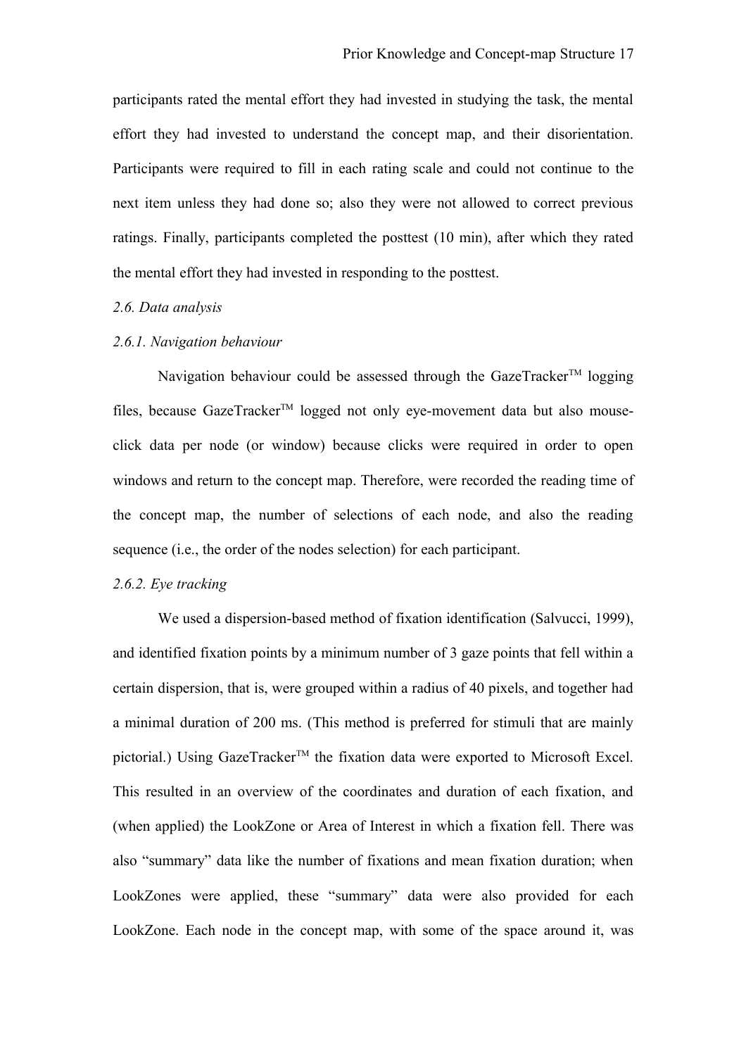participants rated the mental effort they had invested in studying the task, the mental effort they had invested to understand the concept map, and their disorientation. Participants were required to fill in each rating scale and could not continue to the next item unless they had done so; also they were not allowed to correct previous ratings. Finally, participants completed the posttest (10 min), after which they rated the mental effort they had invested in responding to the posttest.

### *2.6. Data analysis*

#### *2.6.1. Navigation behaviour*

Navigation behaviour could be assessed through the GazeTracker™ logging files, because GazeTracker™ logged not only eye-movement data but also mouse-click data per node (or window) because clicks were required in order to open windows and return to the concept map. Therefore, were recorded the reading time of the concept map, the number of selections of each node, and also the reading sequence (i.e., the order of the nodes selection) for each participant.

#### *2.6.2. Eye tracking*

We used a dispersion-based method of fixation identification (Salvucci, 1999), and identified fixation points by a minimum number of 3 gaze points that fell within a certain dispersion, that is, were grouped within a radius of 40 pixels, and together had a minimal duration of 200 ms. (This method is preferred for stimuli that are mainly pictorial.) Using GazeTracker™ the fixation data were exported to Microsoft Excel. This resulted in an overview of the coordinates and duration of each fixation, and (when applied) the LookZone or Area of Interest in which a fixation fell. There was also "summary" data like the number of fixations and mean fixation duration; when LookZones were applied, these "summary" data were also provided for each LookZone. Each node in the concept map, with some of the space around it, was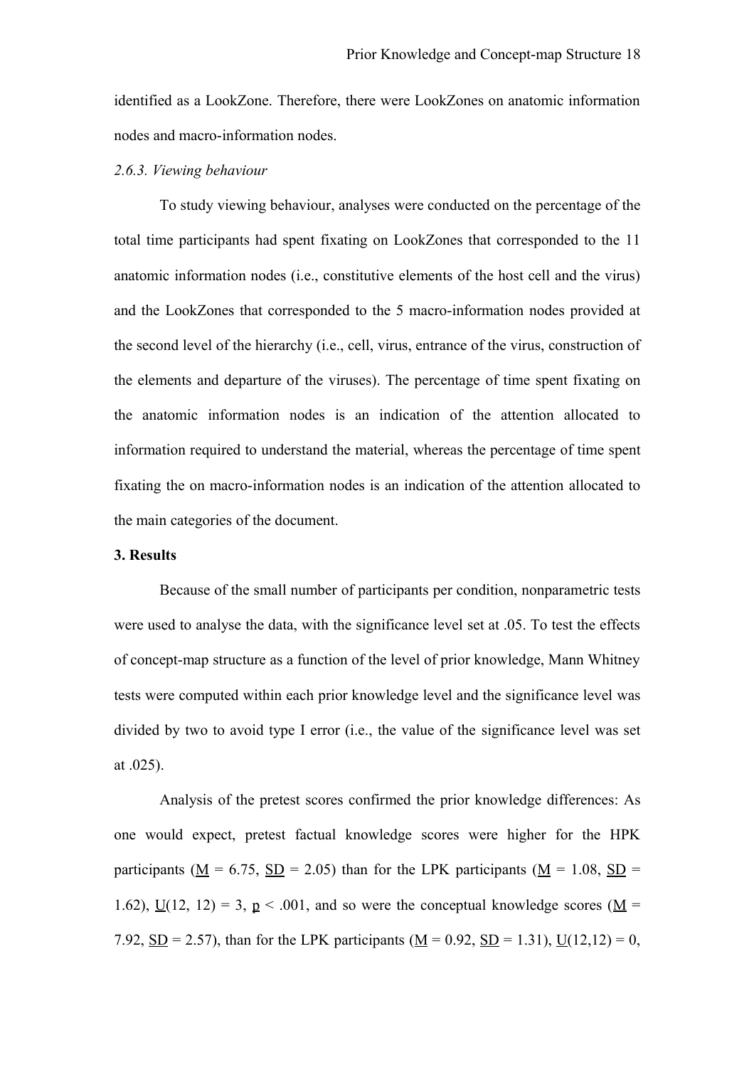identified as a LookZone. Therefore, there were LookZones on anatomic information nodes and macro-information nodes.

### *2.6.3. Viewing behaviour*

To study viewing behaviour, analyses were conducted on the percentage of the total time participants had spent fixating on LookZones that corresponded to the 11 anatomic information nodes (i.e., constitutive elements of the host cell and the virus) and the LookZones that corresponded to the 5 macro-information nodes provided at the second level of the hierarchy (i.e., cell, virus, entrance of the virus, construction of the elements and departure of the viruses). The percentage of time spent fixating on the anatomic information nodes is an indication of the attention allocated to information required to understand the material, whereas the percentage of time spent fixating the on macro-information nodes is an indication of the attention allocated to the main categories of the document.

## 3. Results

Because of the small number of participants per condition, nonparametric tests were used to analyse the data, with the significance level set at .05. To test the effects of concept-map structure as a function of the level of prior knowledge, Mann Whitney tests were computed within each prior knowledge level and the significance level was divided by two to avoid type I error (i.e., the value of the significance level was set at .025).

Analysis of the pretest scores confirmed the prior knowledge differences: As one would expect, pretest factual knowledge scores were higher for the HPK participants ($M$ = 6.75, $SD$ = 2.05) than for the LPK participants ($M$ = 1.08, $SD$ = 1.62), $U(12, 12) = 3$, $p < .001$, and so were the conceptual knowledge scores ($M$ = 7.92, $SD$ = 2.57), than for the LPK participants ($M$ = 0.92, $SD$ = 1.31), $U(12,12) = 0$,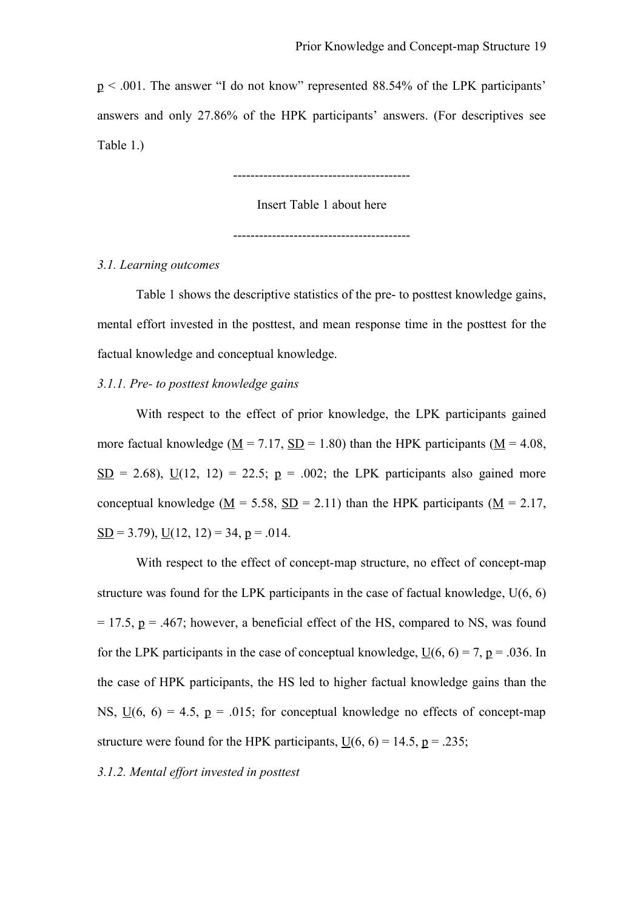$p < .001$. The answer "I do not know" represented 88.54% of the LPK participants' answers and only 27.86% of the HPK participants' answers. (For descriptives see Table 1.)

----------------------------------------

Insert Table 1 about here

----------------------------------------

*3.1. Learning outcomes*

Table 1 shows the descriptive statistics of the pre- to posttest knowledge gains, mental effort invested in the posttest, and mean response time in the posttest for the factual knowledge and conceptual knowledge.

*3.1.1. Pre- to posttest knowledge gains*

With respect to the effect of prior knowledge, the LPK participants gained more factual knowledge ($M = 7.17$, $SD = 1.80$) than the HPK participants ($M = 4.08$, $SD = 2.68$), $U(12, 12) = 22.5$; $p = .002$; the LPK participants also gained more conceptual knowledge ($M = 5.58$, $SD = 2.11$) than the HPK participants ($M = 2.17$, $SD = 3.79$), $U(12, 12) = 34$, $p = .014$.

With respect to the effect of concept-map structure, no effect of concept-map structure was found for the LPK participants in the case of factual knowledge, $U(6, 6) = 17.5$, $p = .467$; however, a beneficial effect of the HS, compared to NS, was found for the LPK participants in the case of conceptual knowledge, $U(6, 6) = 7$, $p = .036$. In the case of HPK participants, the HS led to higher factual knowledge gains than the NS, $U(6, 6) = 4.5$, $p = .015$; for conceptual knowledge no effects of concept-map structure were found for the HPK participants, $U(6, 6) = 14.5$, $p = .235$;

*3.1.2. Mental effort invested in posttest*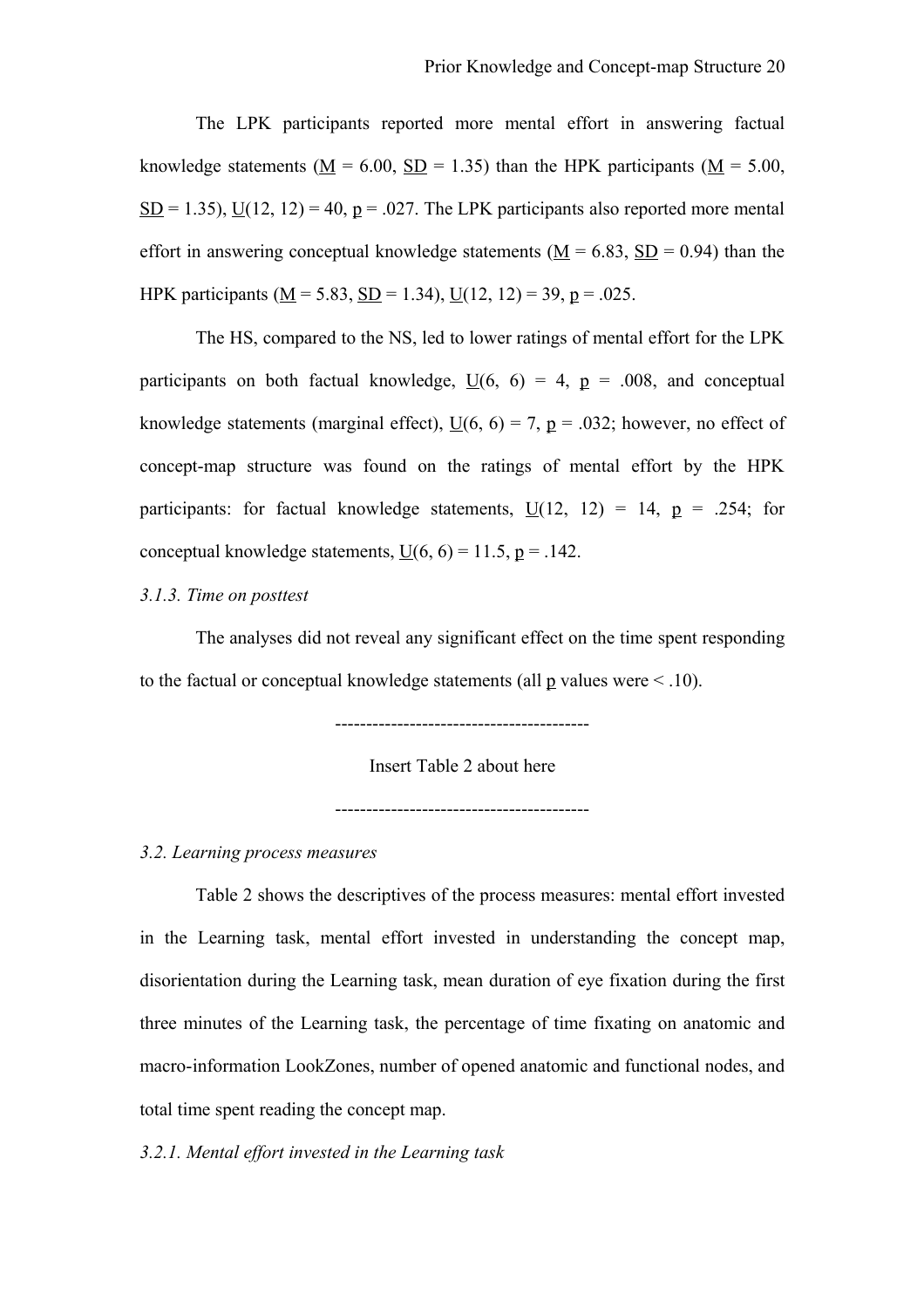The LPK participants reported more mental effort in answering factual knowledge statements ($M = 6.00$, $SD = 1.35$) than the HPK participants ($M = 5.00$, $SD = 1.35$), $U(12, 12) = 40$, $p = .027$. The LPK participants also reported more mental effort in answering conceptual knowledge statements ($M = 6.83$, $SD = 0.94$) than the HPK participants ($M = 5.83$, $SD = 1.34$), $U(12, 12) = 39$, $p = .025$.

The HS, compared to the NS, led to lower ratings of mental effort for the LPK participants on both factual knowledge, $U(6, 6) = 4$, $p = .008$, and conceptual knowledge statements (marginal effect), $U(6, 6) = 7$, $p = .032$; however, no effect of concept-map structure was found on the ratings of mental effort by the HPK participants: for factual knowledge statements, $U(12, 12) = 14$, $p = .254$; for conceptual knowledge statements, $U(6, 6) = 11.5$, $p = .142$.

*3.1.3. Time on posttest*

The analyses did not reveal any significant effect on the time spent responding to the factual or conceptual knowledge statements (all $p$ values were < .10).

----------------------------------------

Insert Table 2 about here

----------------------------------------

*3.2. Learning process measures*

Table 2 shows the descriptives of the process measures: mental effort invested in the Learning task, mental effort invested in understanding the concept map, disorientation during the Learning task, mean duration of eye fixation during the first three minutes of the Learning task, the percentage of time fixating on anatomic and macro-information LookZones, number of opened anatomic and functional nodes, and total time spent reading the concept map.

*3.2.1. Mental effort invested in the Learning task*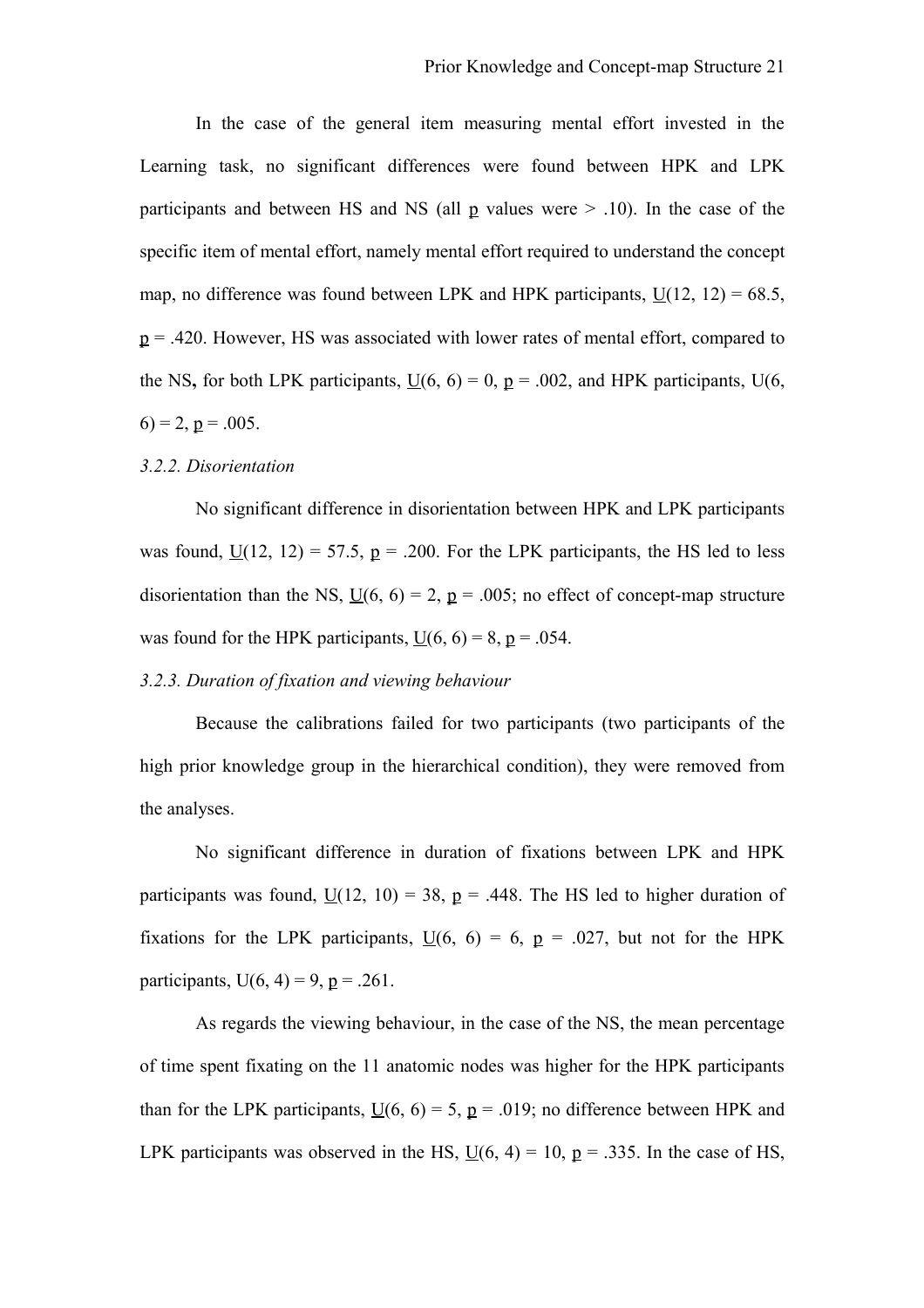In the case of the general item measuring mental effort invested in the Learning task, no significant differences were found between HPK and LPK participants and between HS and NS (all $\underline{p}$ values were $> .10$). In the case of the specific item of mental effort, namely mental effort required to understand the concept map, no difference was found between LPK and HPK participants, $\underline{U}(12, 12) = 68.5$, $\underline{p} = .420$. However, HS was associated with lower rates of mental effort, compared to the NS**,** for both LPK participants, $\underline{U}(6, 6) = 0$, $\underline{p} = .002$, and HPK participants, $U(6, 6) = 2$, $\underline{p} = .005$.

*3.2.2. Disorientation*

No significant difference in disorientation between HPK and LPK participants was found, $\underline{U}(12, 12) = 57.5$, $\underline{p} = .200$. For the LPK participants, the HS led to less disorientation than the NS, $\underline{U}(6, 6) = 2$, $\underline{p} = .005$; no effect of concept-map structure was found for the HPK participants, $\underline{U}(6, 6) = 8$, $\underline{p} = .054$.

*3.2.3. Duration of fixation and viewing behaviour*

Because the calibrations failed for two participants (two participants of the high prior knowledge group in the hierarchical condition), they were removed from the analyses.

No significant difference in duration of fixations between LPK and HPK participants was found, $\underline{U}(12, 10) = 38$, $\underline{p} = .448$. The HS led to higher duration of fixations for the LPK participants, $\underline{U}(6, 6) = 6$, $\underline{p} = .027$, but not for the HPK participants, $U(6, 4) = 9$, $\underline{p} = .261$.

As regards the viewing behaviour, in the case of the NS, the mean percentage of time spent fixating on the 11 anatomic nodes was higher for the HPK participants than for the LPK participants, $\underline{U}(6, 6) = 5$, $\underline{p} = .019$; no difference between HPK and LPK participants was observed in the HS, $\underline{U}(6, 4) = 10$, $\underline{p} = .335$. In the case of HS,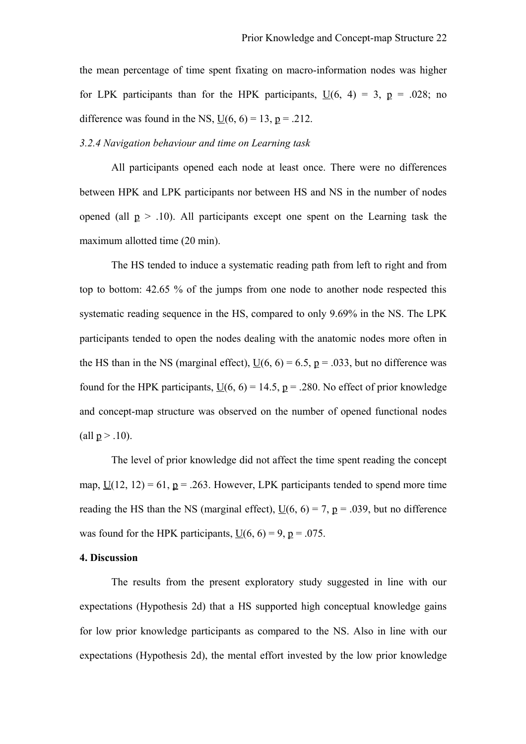the mean percentage of time spent fixating on macro-information nodes was higher for LPK participants than for the HPK participants, $U(6, 4) = 3$, $p = .028$; no difference was found in the NS, $U(6, 6) = 13$, $p = .212$.

### *3.2.4 Navigation behaviour and time on Learning task*

All participants opened each node at least once. There were no differences between HPK and LPK participants nor between HS and NS in the number of nodes opened (all $p > .10$). All participants except one spent on the Learning task the maximum allotted time (20 min).

The HS tended to induce a systematic reading path from left to right and from top to bottom: 42.65 % of the jumps from one node to another node respected this systematic reading sequence in the HS, compared to only 9.69% in the NS. The LPK participants tended to open the nodes dealing with the anatomic nodes more often in the HS than in the NS (marginal effect), $U(6, 6) = 6.5$, $p = .033$, but no difference was found for the HPK participants, $U(6, 6) = 14.5$, $p = .280$. No effect of prior knowledge and concept-map structure was observed on the number of opened functional nodes (all $p > .10$).

The level of prior knowledge did not affect the time spent reading the concept map, $U(12, 12) = 61$, $p = .263$. However, LPK participants tended to spend more time reading the HS than the NS (marginal effect), $U(6, 6) = 7$, $p = .039$, but no difference was found for the HPK participants, $U(6, 6) = 9$, $p = .075$.

## 4. Discussion

The results from the present exploratory study suggested in line with our expectations (Hypothesis 2d) that a HS supported high conceptual knowledge gains for low prior knowledge participants as compared to the NS. Also in line with our expectations (Hypothesis 2d), the mental effort invested by the low prior knowledge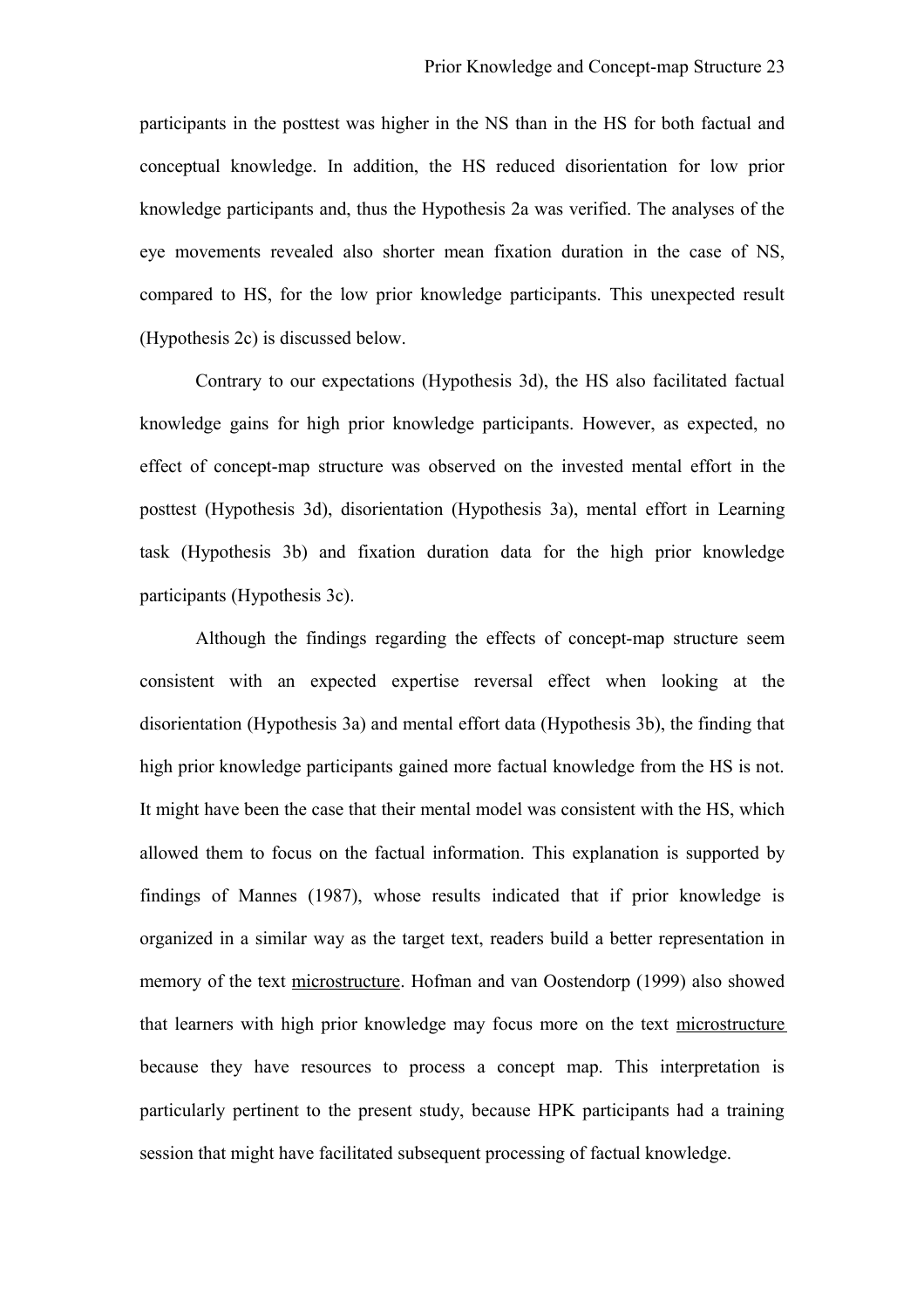participants in the posttest was higher in the NS than in the HS for both factual and conceptual knowledge. In addition, the HS reduced disorientation for low prior knowledge participants and, thus the Hypothesis 2a was verified. The analyses of the eye movements revealed also shorter mean fixation duration in the case of NS, compared to HS, for the low prior knowledge participants. This unexpected result (Hypothesis 2c) is discussed below.

Contrary to our expectations (Hypothesis 3d), the HS also facilitated factual knowledge gains for high prior knowledge participants. However, as expected, no effect of concept-map structure was observed on the invested mental effort in the posttest (Hypothesis 3d), disorientation (Hypothesis 3a), mental effort in Learning task (Hypothesis 3b) and fixation duration data for the high prior knowledge participants (Hypothesis 3c).

Although the findings regarding the effects of concept-map structure seem consistent with an expected expertise reversal effect when looking at the disorientation (Hypothesis 3a) and mental effort data (Hypothesis 3b), the finding that high prior knowledge participants gained more factual knowledge from the HS is not. It might have been the case that their mental model was consistent with the HS, which allowed them to focus on the factual information. This explanation is supported by findings of Mannes (1987), whose results indicated that if prior knowledge is organized in a similar way as the target text, readers build a better representation in memory of the text <u>microstructure</u>. Hofman and van Oostendorp (1999) also showed that learners with high prior knowledge may focus more on the text <u>microstructure</u> because they have resources to process a concept map. This interpretation is particularly pertinent to the present study, because HPK participants had a training session that might have facilitated subsequent processing of factual knowledge.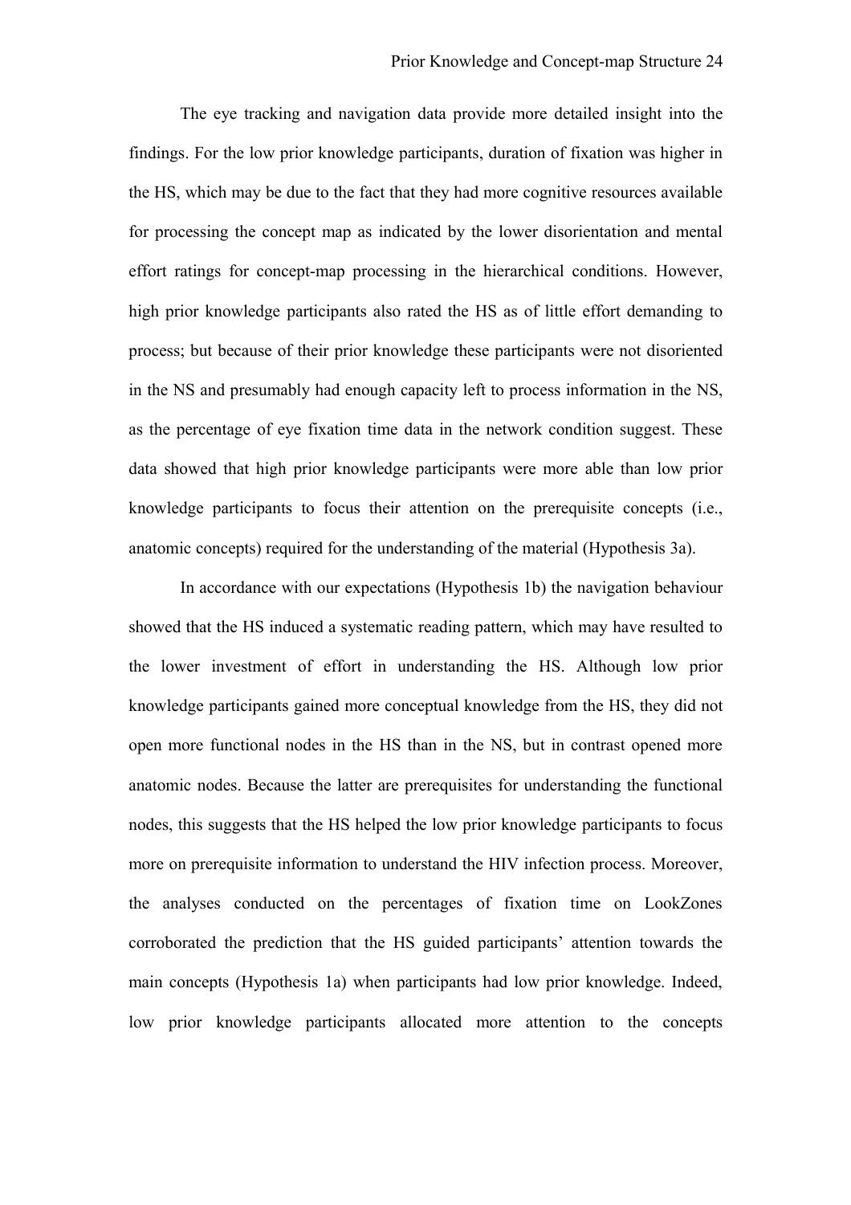The eye tracking and navigation data provide more detailed insight into the findings. For the low prior knowledge participants, duration of fixation was higher in the HS, which may be due to the fact that they had more cognitive resources available for processing the concept map as indicated by the lower disorientation and mental effort ratings for concept-map processing in the hierarchical conditions. However, high prior knowledge participants also rated the HS as of little effort demanding to process; but because of their prior knowledge these participants were not disoriented in the NS and presumably had enough capacity left to process information in the NS, as the percentage of eye fixation time data in the network condition suggest. These data showed that high prior knowledge participants were more able than low prior knowledge participants to focus their attention on the prerequisite concepts (i.e., anatomic concepts) required for the understanding of the material (Hypothesis 3a).

In accordance with our expectations (Hypothesis 1b) the navigation behaviour showed that the HS induced a systematic reading pattern, which may have resulted to the lower investment of effort in understanding the HS. Although low prior knowledge participants gained more conceptual knowledge from the HS, they did not open more functional nodes in the HS than in the NS, but in contrast opened more anatomic nodes. Because the latter are prerequisites for understanding the functional nodes, this suggests that the HS helped the low prior knowledge participants to focus more on prerequisite information to understand the HIV infection process. Moreover, the analyses conducted on the percentages of fixation time on LookZones corroborated the prediction that the HS guided participants' attention towards the main concepts (Hypothesis 1a) when participants had low prior knowledge. Indeed, low prior knowledge participants allocated more attention to the concepts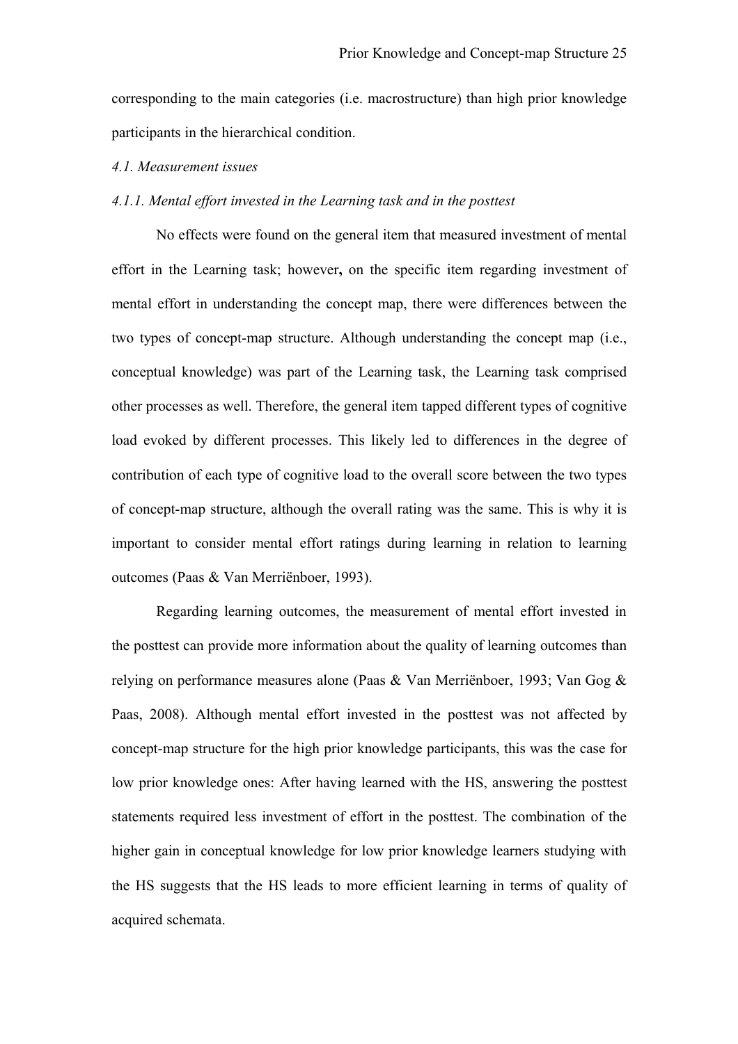corresponding to the main categories (i.e. macrostructure) than high prior knowledge participants in the hierarchical condition.

### *4.1. Measurement issues*

#### *4.1.1. Mental effort invested in the Learning task and in the posttest*

No effects were found on the general item that measured investment of mental effort in the Learning task; however**,** on the specific item regarding investment of mental effort in understanding the concept map, there were differences between the two types of concept-map structure. Although understanding the concept map (i.e., conceptual knowledge) was part of the Learning task, the Learning task comprised other processes as well. Therefore, the general item tapped different types of cognitive load evoked by different processes. This likely led to differences in the degree of contribution of each type of cognitive load to the overall score between the two types of concept-map structure, although the overall rating was the same. This is why it is important to consider mental effort ratings during learning in relation to learning outcomes (Paas & Van Merriënboer, 1993).

Regarding learning outcomes, the measurement of mental effort invested in the posttest can provide more information about the quality of learning outcomes than relying on performance measures alone (Paas & Van Merriënboer, 1993; Van Gog & Paas, 2008). Although mental effort invested in the posttest was not affected by concept-map structure for the high prior knowledge participants, this was the case for low prior knowledge ones: After having learned with the HS, answering the posttest statements required less investment of effort in the posttest. The combination of the higher gain in conceptual knowledge for low prior knowledge learners studying with the HS suggests that the HS leads to more efficient learning in terms of quality of acquired schemata.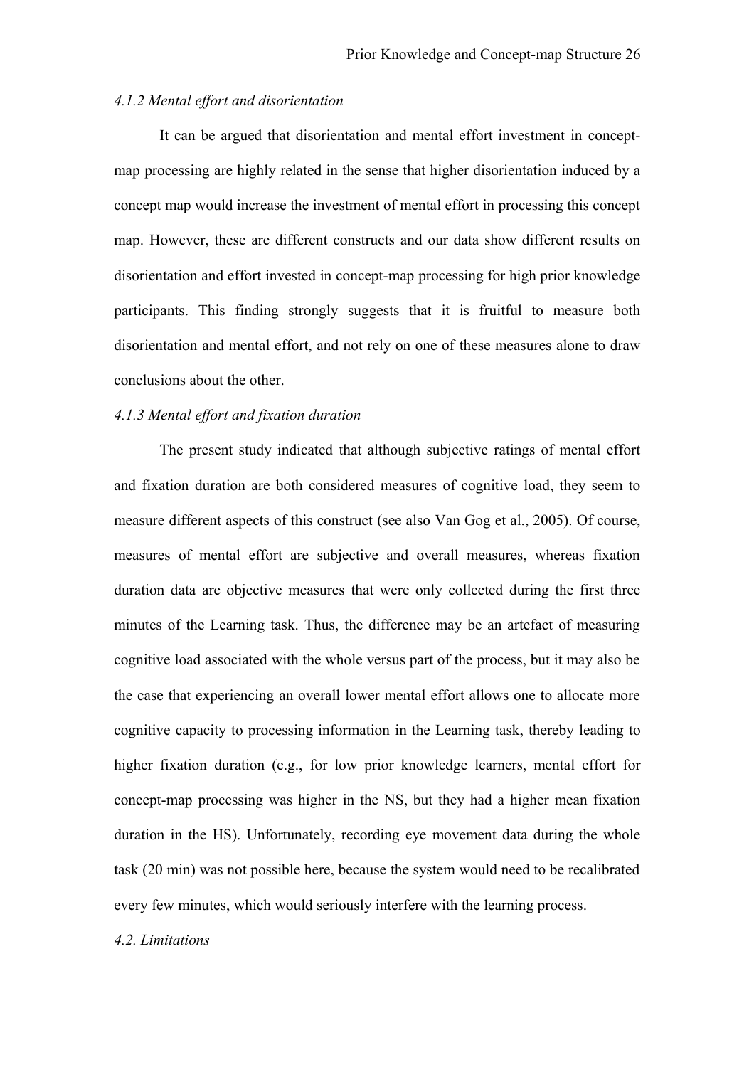#### *4.1.2 Mental effort and disorientation*

It can be argued that disorientation and mental effort investment in concept-map processing are highly related in the sense that higher disorientation induced by a concept map would increase the investment of mental effort in processing this concept map. However, these are different constructs and our data show different results on disorientation and effort invested in concept-map processing for high prior knowledge participants. This finding strongly suggests that it is fruitful to measure both disorientation and mental effort, and not rely on one of these measures alone to draw conclusions about the other.

#### *4.1.3 Mental effort and fixation duration*

The present study indicated that although subjective ratings of mental effort and fixation duration are both considered measures of cognitive load, they seem to measure different aspects of this construct (see also Van Gog et al., 2005). Of course, measures of mental effort are subjective and overall measures, whereas fixation duration data are objective measures that were only collected during the first three minutes of the Learning task. Thus, the difference may be an artefact of measuring cognitive load associated with the whole versus part of the process, but it may also be the case that experiencing an overall lower mental effort allows one to allocate more cognitive capacity to processing information in the Learning task, thereby leading to higher fixation duration (e.g., for low prior knowledge learners, mental effort for concept-map processing was higher in the NS, but they had a higher mean fixation duration in the HS). Unfortunately, recording eye movement data during the whole task (20 min) was not possible here, because the system would need to be recalibrated every few minutes, which would seriously interfere with the learning process.

### *4.2. Limitations*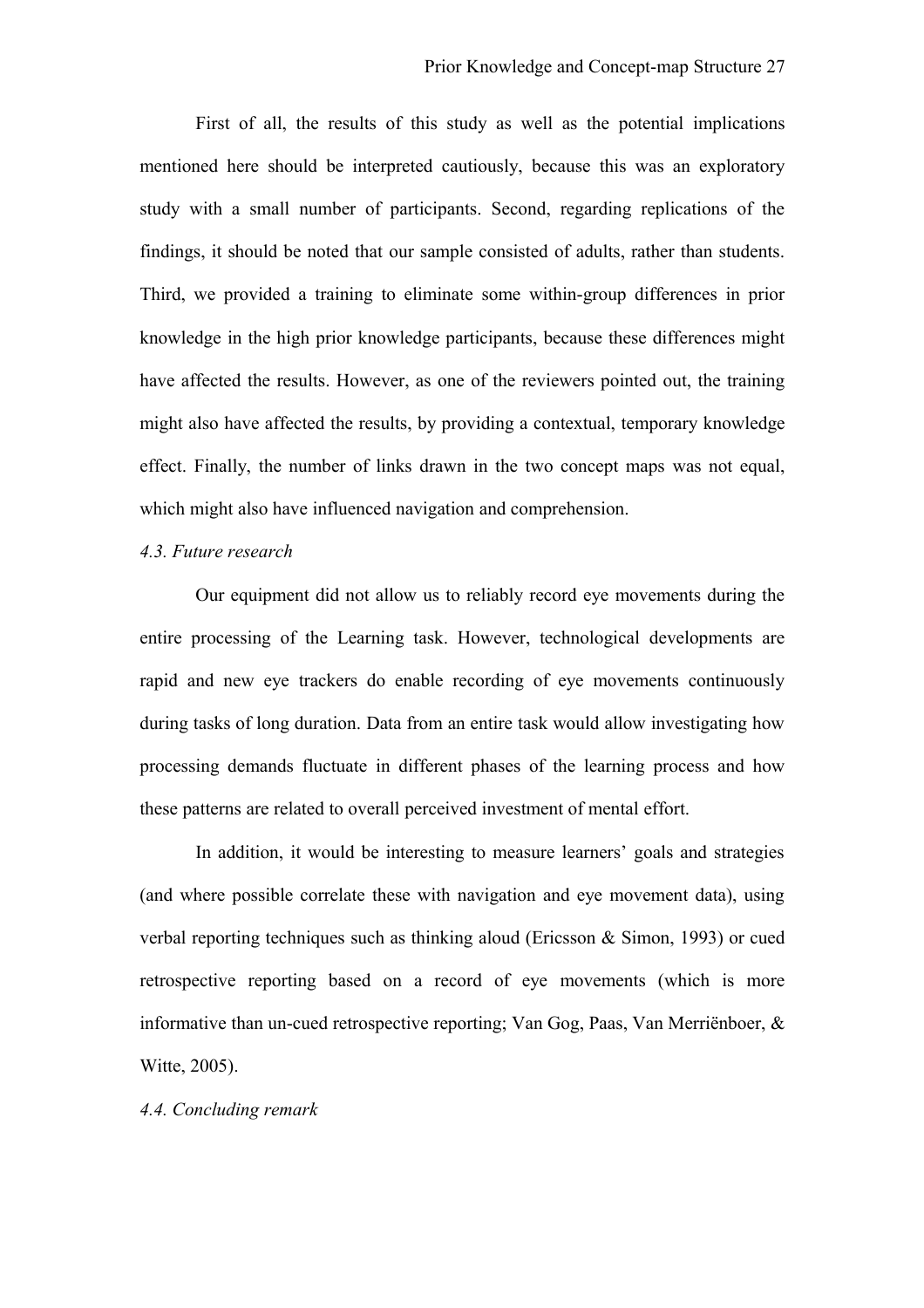First of all, the results of this study as well as the potential implications mentioned here should be interpreted cautiously, because this was an exploratory study with a small number of participants. Second, regarding replications of the findings, it should be noted that our sample consisted of adults, rather than students. Third, we provided a training to eliminate some within-group differences in prior knowledge in the high prior knowledge participants, because these differences might have affected the results. However, as one of the reviewers pointed out, the training might also have affected the results, by providing a contextual, temporary knowledge effect. Finally, the number of links drawn in the two concept maps was not equal, which might also have influenced navigation and comprehension.

### *4.3. Future research*

Our equipment did not allow us to reliably record eye movements during the entire processing of the Learning task. However, technological developments are rapid and new eye trackers do enable recording of eye movements continuously during tasks of long duration. Data from an entire task would allow investigating how processing demands fluctuate in different phases of the learning process and how these patterns are related to overall perceived investment of mental effort.

In addition, it would be interesting to measure learners' goals and strategies (and where possible correlate these with navigation and eye movement data), using verbal reporting techniques such as thinking aloud (Ericsson & Simon, 1993) or cued retrospective reporting based on a record of eye movements (which is more informative than un-cued retrospective reporting; Van Gog, Paas, Van Merriënboer, & Witte, 2005).

### *4.4. Concluding remark*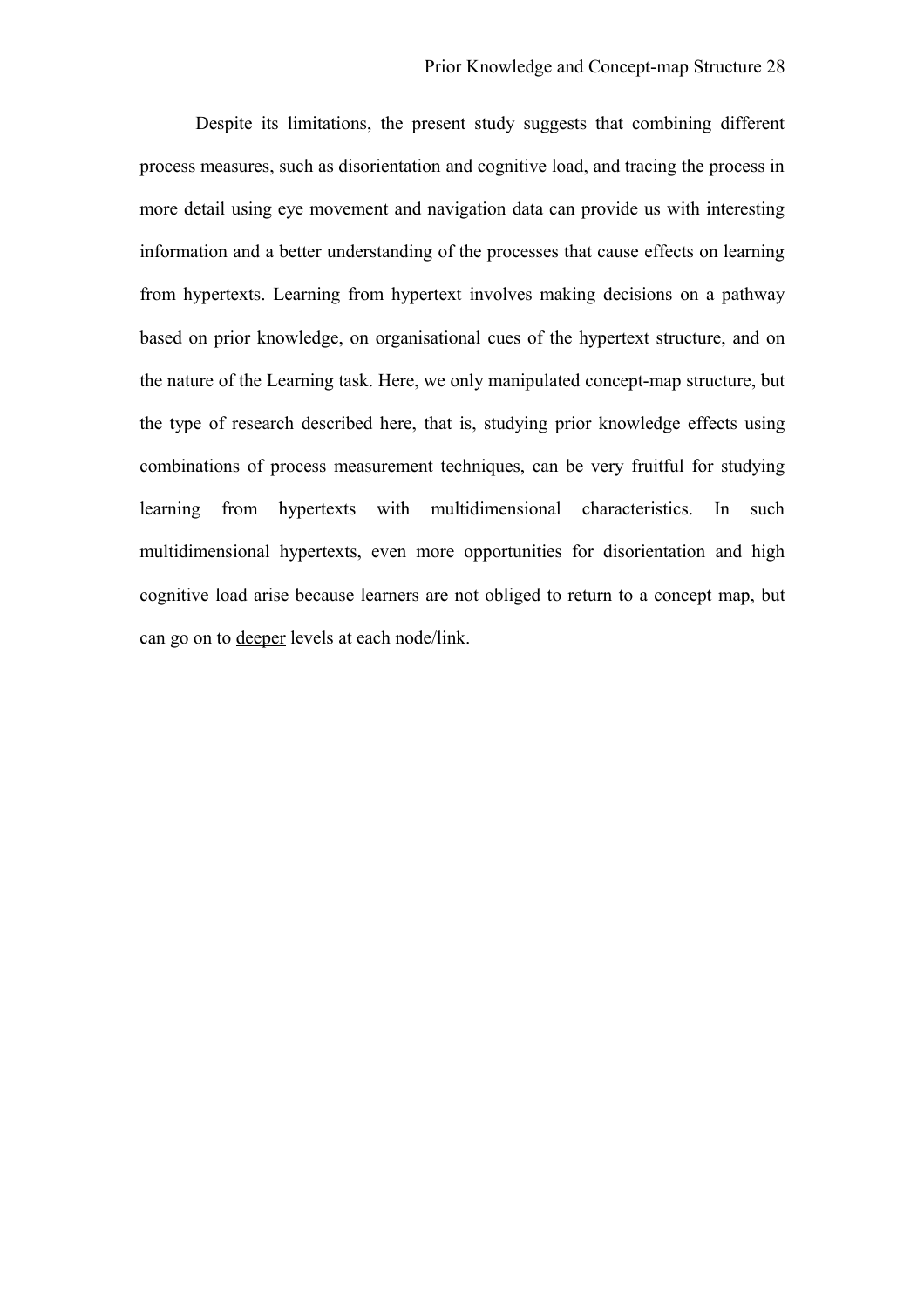Despite its limitations, the present study suggests that combining different process measures, such as disorientation and cognitive load, and tracing the process in more detail using eye movement and navigation data can provide us with interesting information and a better understanding of the processes that cause effects on learning from hypertexts. Learning from hypertext involves making decisions on a pathway based on prior knowledge, on organisational cues of the hypertext structure, and on the nature of the Learning task. Here, we only manipulated concept-map structure, but the type of research described here, that is, studying prior knowledge effects using combinations of process measurement techniques, can be very fruitful for studying learning from hypertexts with multidimensional characteristics. In such multidimensional hypertexts, even more opportunities for disorientation and high cognitive load arise because learners are not obliged to return to a concept map, but can go on to <u>deeper</u> levels at each node/link.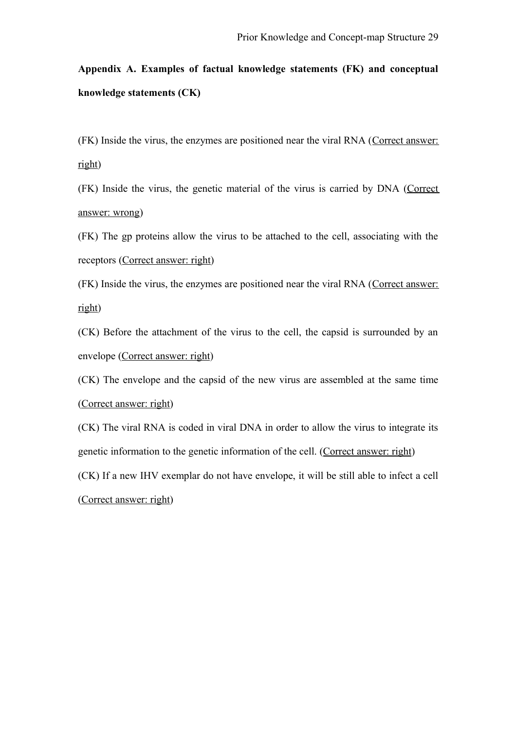**Appendix A. Examples of factual knowledge statements (FK) and conceptual knowledge statements (CK)**

(FK) Inside the virus, the enzymes are positioned near the viral RNA (<u>Correct answer: right</u>)

(FK) Inside the virus, the genetic material of the virus is carried by DNA (<u>Correct answer: wrong</u>)

(FK) The gp proteins allow the virus to be attached to the cell, associating with the receptors (<u>Correct answer: right</u>)

(FK) Inside the virus, the enzymes are positioned near the viral RNA (<u>Correct answer: right</u>)

(CK) Before the attachment of the virus to the cell, the capsid is surrounded by an envelope (<u>Correct answer: right</u>)

(CK) The envelope and the capsid of the new virus are assembled at the same time (<u>Correct answer: right</u>)

(CK) The viral RNA is coded in viral DNA in order to allow the virus to integrate its genetic information to the genetic information of the cell. (<u>Correct answer: right</u>)

(CK) If a new IHV exemplar do not have envelope, it will be still able to infect a cell (<u>Correct answer: right</u>)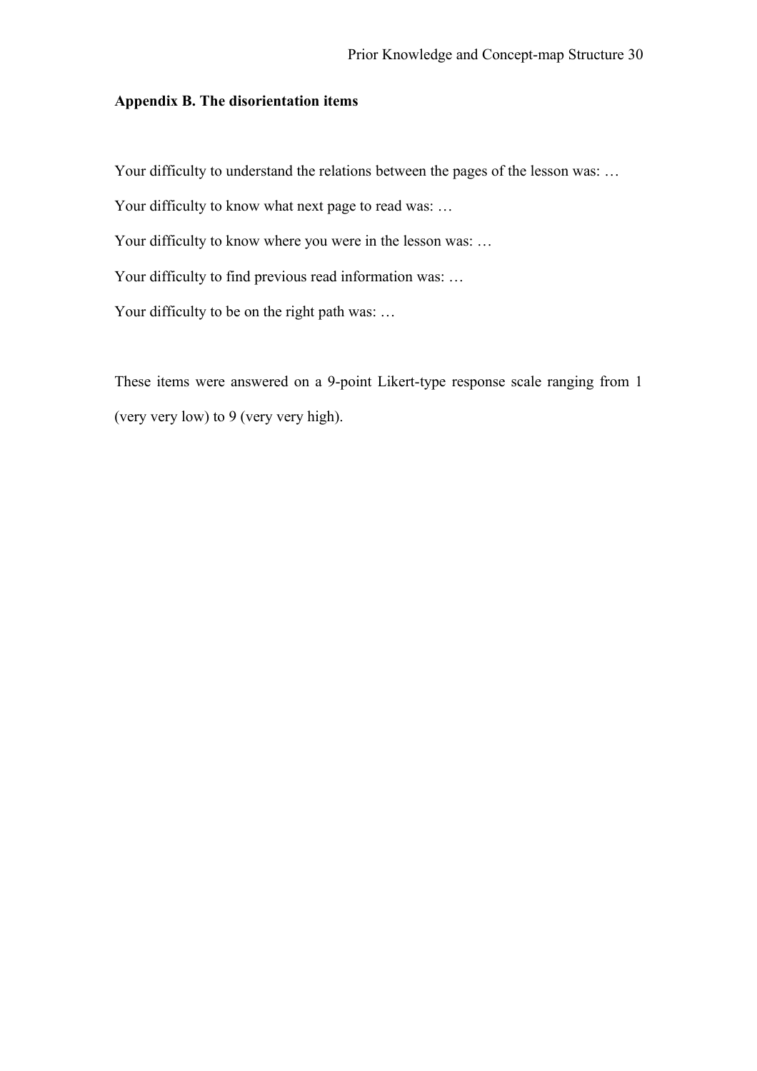## Appendix B. The disorientation items

Your difficulty to understand the relations between the pages of the lesson was: …

Your difficulty to know what next page to read was: …

Your difficulty to know where you were in the lesson was: …

Your difficulty to find previous read information was: …

Your difficulty to be on the right path was: …

These items were answered on a 9-point Likert-type response scale ranging from 1 (very very low) to 9 (very very high).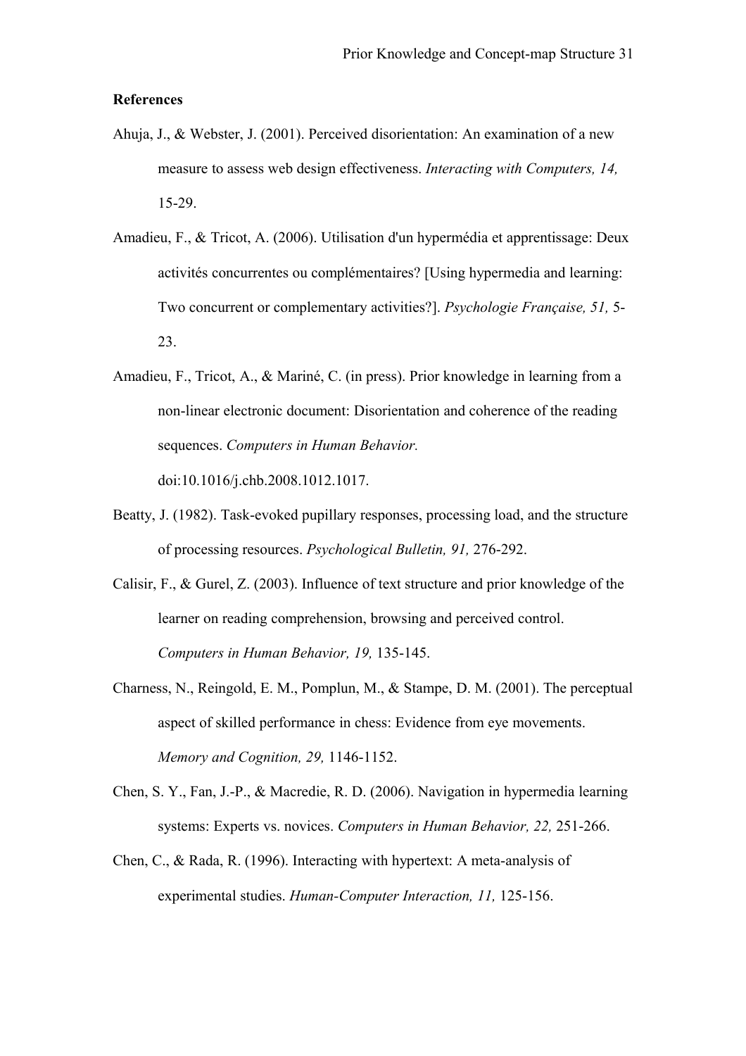**References**

Ahuja, J., & Webster, J. (2001). Perceived disorientation: An examination of a new measure to assess web design effectiveness. *Interacting with Computers, 14,* 15-29.

Amadieu, F., & Tricot, A. (2006). Utilisation d'un hypermédia et apprentissage: Deux activités concurrentes ou complémentaires? [Using hypermedia and learning: Two concurrent or complementary activities?]. *Psychologie Française, 51,* 5-23.

Amadieu, F., Tricot, A., & Mariné, C. (in press). Prior knowledge in learning from a non-linear electronic document: Disorientation and coherence of the reading sequences. *Computers in Human Behavior.* doi:10.1016/j.chb.2008.1012.1017.

Beatty, J. (1982). Task-evoked pupillary responses, processing load, and the structure of processing resources. *Psychological Bulletin, 91,* 276-292.

Calisir, F., & Gurel, Z. (2003). Influence of text structure and prior knowledge of the learner on reading comprehension, browsing and perceived control. *Computers in Human Behavior, 19,* 135-145.

Charness, N., Reingold, E. M., Pomplun, M., & Stampe, D. M. (2001). The perceptual aspect of skilled performance in chess: Evidence from eye movements. *Memory and Cognition, 29,* 1146-1152.

Chen, S. Y., Fan, J.-P., & Macredie, R. D. (2006). Navigation in hypermedia learning systems: Experts vs. novices. *Computers in Human Behavior, 22,* 251-266.

Chen, C., & Rada, R. (1996). Interacting with hypertext: A meta-analysis of experimental studies. *Human-Computer Interaction, 11,* 125-156.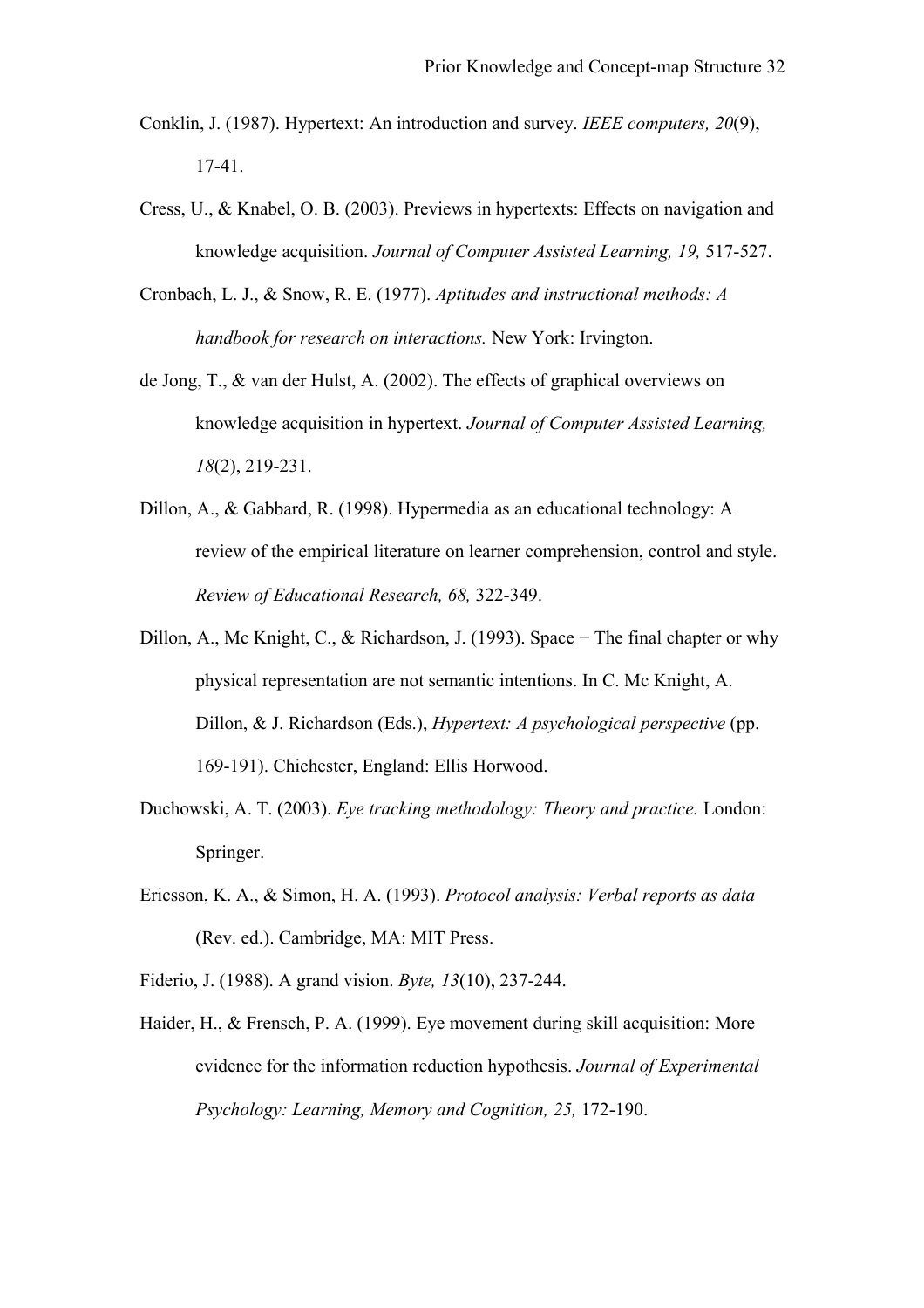Conklin, J. (1987). Hypertext: An introduction and survey. *IEEE computers, 20*(9), 17-41.

Cress, U., & Knabel, O. B. (2003). Previews in hypertexts: Effects on navigation and knowledge acquisition. *Journal of Computer Assisted Learning, 19,* 517-527.

Cronbach, L. J., & Snow, R. E. (1977). *Aptitudes and instructional methods: A handbook for research on interactions.* New York: Irvington.

de Jong, T., & van der Hulst, A. (2002). The effects of graphical overviews on knowledge acquisition in hypertext. *Journal of Computer Assisted Learning, 18*(2), 219-231.

Dillon, A., & Gabbard, R. (1998). Hypermedia as an educational technology: A review of the empirical literature on learner comprehension, control and style. *Review of Educational Research, 68,* 322-349.

Dillon, A., Mc Knight, C., & Richardson, J. (1993). Space − The final chapter or why physical representation are not semantic intentions. In C. Mc Knight, A. Dillon, & J. Richardson (Eds.), *Hypertext: A psychological perspective* (pp. 169-191). Chichester, England: Ellis Horwood.

Duchowski, A. T. (2003). *Eye tracking methodology: Theory and practice.* London: Springer.

Ericsson, K. A., & Simon, H. A. (1993). *Protocol analysis: Verbal reports as data* (Rev. ed.). Cambridge, MA: MIT Press.

Fiderio, J. (1988). A grand vision. *Byte, 13*(10), 237-244.

Haider, H., & Frensch, P. A. (1999). Eye movement during skill acquisition: More evidence for the information reduction hypothesis. *Journal of Experimental Psychology: Learning, Memory and Cognition, 25,* 172-190.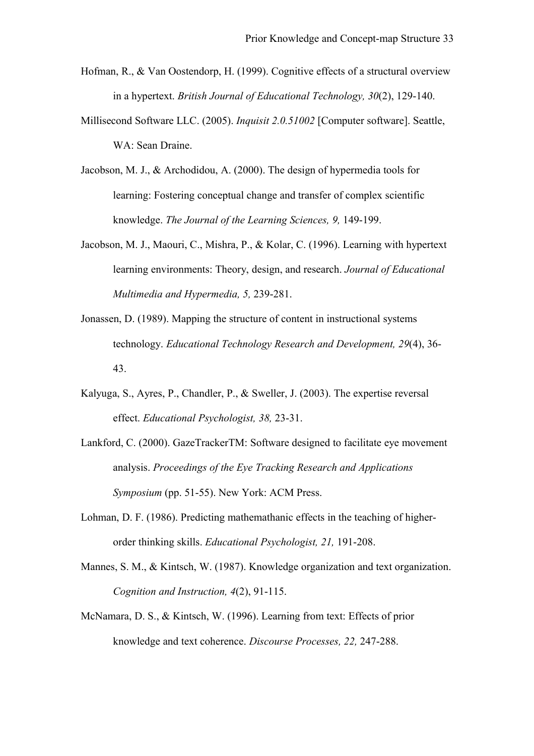Hofman, R., & Van Oostendorp, H. (1999). Cognitive effects of a structural overview in a hypertext. *British Journal of Educational Technology, 30*(2), 129-140.

Millisecond Software LLC. (2005). *Inquisit 2.0.51002* [Computer software]. Seattle, WA: Sean Draine.

Jacobson, M. J., & Archodidou, A. (2000). The design of hypermedia tools for learning: Fostering conceptual change and transfer of complex scientific knowledge. *The Journal of the Learning Sciences, 9,* 149-199.

Jacobson, M. J., Maouri, C., Mishra, P., & Kolar, C. (1996). Learning with hypertext learning environments: Theory, design, and research. *Journal of Educational Multimedia and Hypermedia, 5,* 239-281.

Jonassen, D. (1989). Mapping the structure of content in instructional systems technology. *Educational Technology Research and Development, 29*(4), 36-43.

Kalyuga, S., Ayres, P., Chandler, P., & Sweller, J. (2003). The expertise reversal effect. *Educational Psychologist, 38,* 23-31.

Lankford, C. (2000). GazeTrackerTM: Software designed to facilitate eye movement analysis. *Proceedings of the Eye Tracking Research and Applications Symposium* (pp. 51-55). New York: ACM Press.

Lohman, D. F. (1986). Predicting mathemathanic effects in the teaching of higher-order thinking skills. *Educational Psychologist, 21,* 191-208.

Mannes, S. M., & Kintsch, W. (1987). Knowledge organization and text organization. *Cognition and Instruction, 4*(2), 91-115.

McNamara, D. S., & Kintsch, W. (1996). Learning from text: Effects of prior knowledge and text coherence. *Discourse Processes, 22,* 247-288.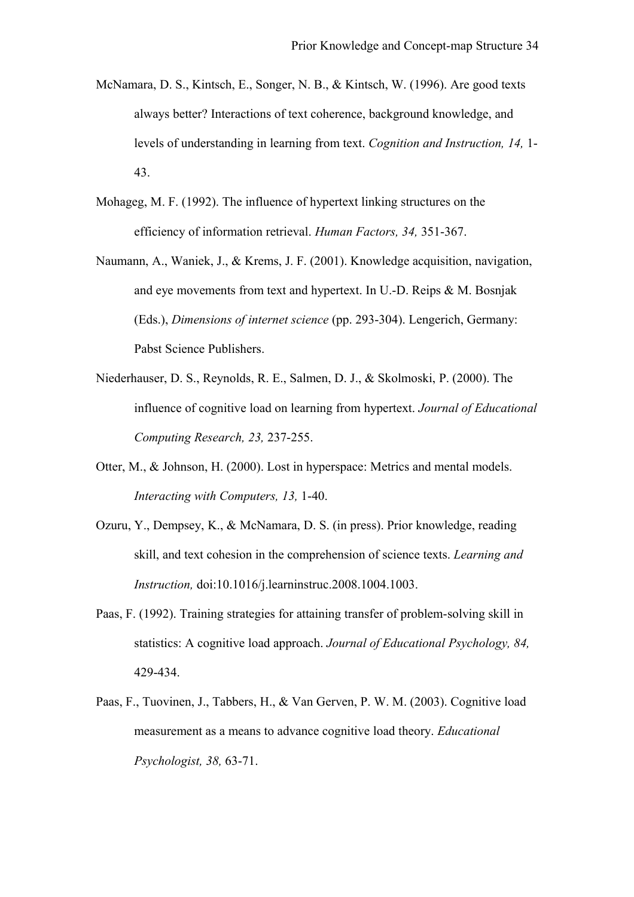McNamara, D. S., Kintsch, E., Songer, N. B., & Kintsch, W. (1996). Are good texts always better? Interactions of text coherence, background knowledge, and levels of understanding in learning from text. *Cognition and Instruction, 14,* 1-43.

Mohageg, M. F. (1992). The influence of hypertext linking structures on the efficiency of information retrieval. *Human Factors, 34,* 351-367.

Naumann, A., Waniek, J., & Krems, J. F. (2001). Knowledge acquisition, navigation, and eye movements from text and hypertext. In U.-D. Reips & M. Bosnjak (Eds.), *Dimensions of internet science* (pp. 293-304). Lengerich, Germany: Pabst Science Publishers.

Niederhauser, D. S., Reynolds, R. E., Salmen, D. J., & Skolmoski, P. (2000). The influence of cognitive load on learning from hypertext. *Journal of Educational Computing Research, 23,* 237-255.

Otter, M., & Johnson, H. (2000). Lost in hyperspace: Metrics and mental models. *Interacting with Computers, 13,* 1-40.

Ozuru, Y., Dempsey, K., & McNamara, D. S. (in press). Prior knowledge, reading skill, and text cohesion in the comprehension of science texts. *Learning and Instruction,* doi:10.1016/j.learninstruc.2008.1004.1003.

Paas, F. (1992). Training strategies for attaining transfer of problem-solving skill in statistics: A cognitive load approach. *Journal of Educational Psychology, 84,* 429-434.

Paas, F., Tuovinen, J., Tabbers, H., & Van Gerven, P. W. M. (2003). Cognitive load measurement as a means to advance cognitive load theory. *Educational Psychologist, 38,* 63-71.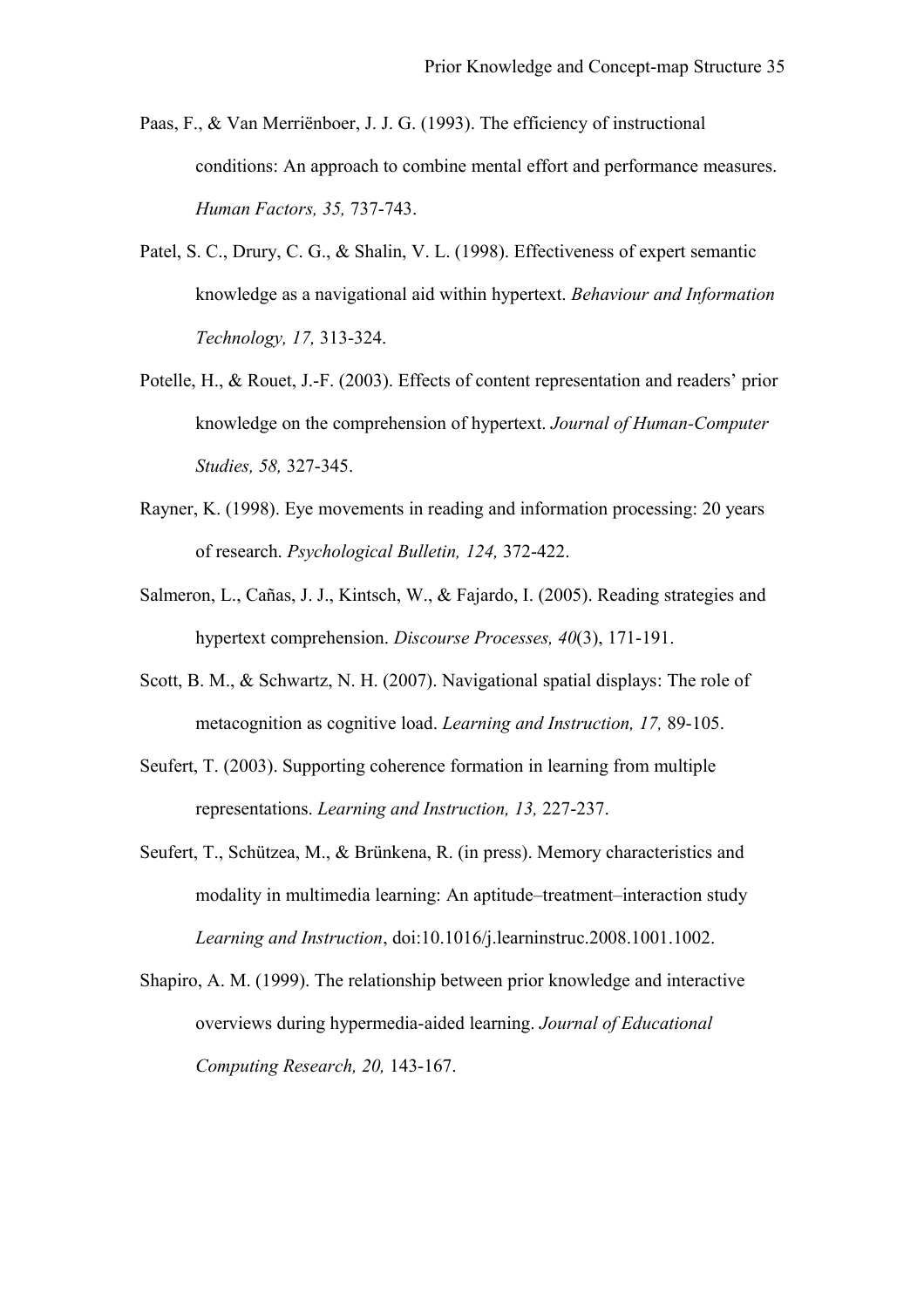Paas, F., & Van Merriënboer, J. J. G. (1993). The efficiency of instructional conditions: An approach to combine mental effort and performance measures. *Human Factors, 35,* 737-743.

Patel, S. C., Drury, C. G., & Shalin, V. L. (1998). Effectiveness of expert semantic knowledge as a navigational aid within hypertext. *Behaviour and Information Technology, 17,* 313-324.

Potelle, H., & Rouet, J.-F. (2003). Effects of content representation and readers' prior knowledge on the comprehension of hypertext. *Journal of Human-Computer Studies, 58,* 327-345.

Rayner, K. (1998). Eye movements in reading and information processing: 20 years of research. *Psychological Bulletin, 124,* 372-422.

Salmeron, L., Cañas, J. J., Kintsch, W., & Fajardo, I. (2005). Reading strategies and hypertext comprehension. *Discourse Processes, 40*(3), 171-191.

Scott, B. M., & Schwartz, N. H. (2007). Navigational spatial displays: The role of metacognition as cognitive load. *Learning and Instruction, 17,* 89-105.

Seufert, T. (2003). Supporting coherence formation in learning from multiple representations. *Learning and Instruction, 13,* 227-237.

Seufert, T., Schützea, M., & Brünkena, R. (in press). Memory characteristics and modality in multimedia learning: An aptitude–treatment–interaction study *Learning and Instruction*, doi:10.1016/j.learninstruc.2008.1001.1002.

Shapiro, A. M. (1999). The relationship between prior knowledge and interactive overviews during hypermedia-aided learning. *Journal of Educational Computing Research, 20,* 143-167.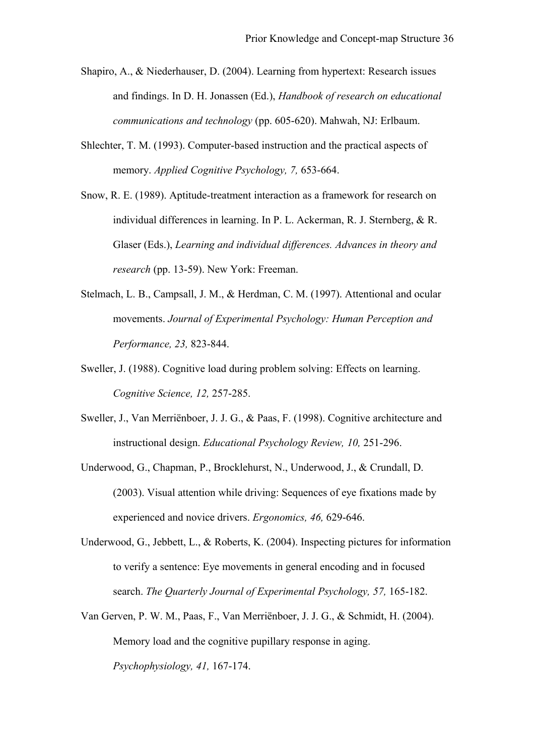Shapiro, A., & Niederhauser, D. (2004). Learning from hypertext: Research issues and findings. In D. H. Jonassen (Ed.), *Handbook of research on educational communications and technology* (pp. 605-620). Mahwah, NJ: Erlbaum.

Shlechter, T. M. (1993). Computer-based instruction and the practical aspects of memory. *Applied Cognitive Psychology, 7,* 653-664.

Snow, R. E. (1989). Aptitude-treatment interaction as a framework for research on individual differences in learning. In P. L. Ackerman, R. J. Sternberg, & R. Glaser (Eds.), *Learning and individual differences. Advances in theory and research* (pp. 13-59). New York: Freeman.

Stelmach, L. B., Campsall, J. M., & Herdman, C. M. (1997). Attentional and ocular movements. *Journal of Experimental Psychology: Human Perception and Performance, 23,* 823-844.

Sweller, J. (1988). Cognitive load during problem solving: Effects on learning. *Cognitive Science, 12,* 257-285.

Sweller, J., Van Merriënboer, J. J. G., & Paas, F. (1998). Cognitive architecture and instructional design. *Educational Psychology Review, 10,* 251-296.

Underwood, G., Chapman, P., Brocklehurst, N., Underwood, J., & Crundall, D. (2003). Visual attention while driving: Sequences of eye fixations made by experienced and novice drivers. *Ergonomics, 46,* 629-646.

Underwood, G., Jebbett, L., & Roberts, K. (2004). Inspecting pictures for information to verify a sentence: Eye movements in general encoding and in focused search. *The Quarterly Journal of Experimental Psychology, 57,* 165-182.

Van Gerven, P. W. M., Paas, F., Van Merriënboer, J. J. G., & Schmidt, H. (2004). Memory load and the cognitive pupillary response in aging. *Psychophysiology, 41,* 167-174.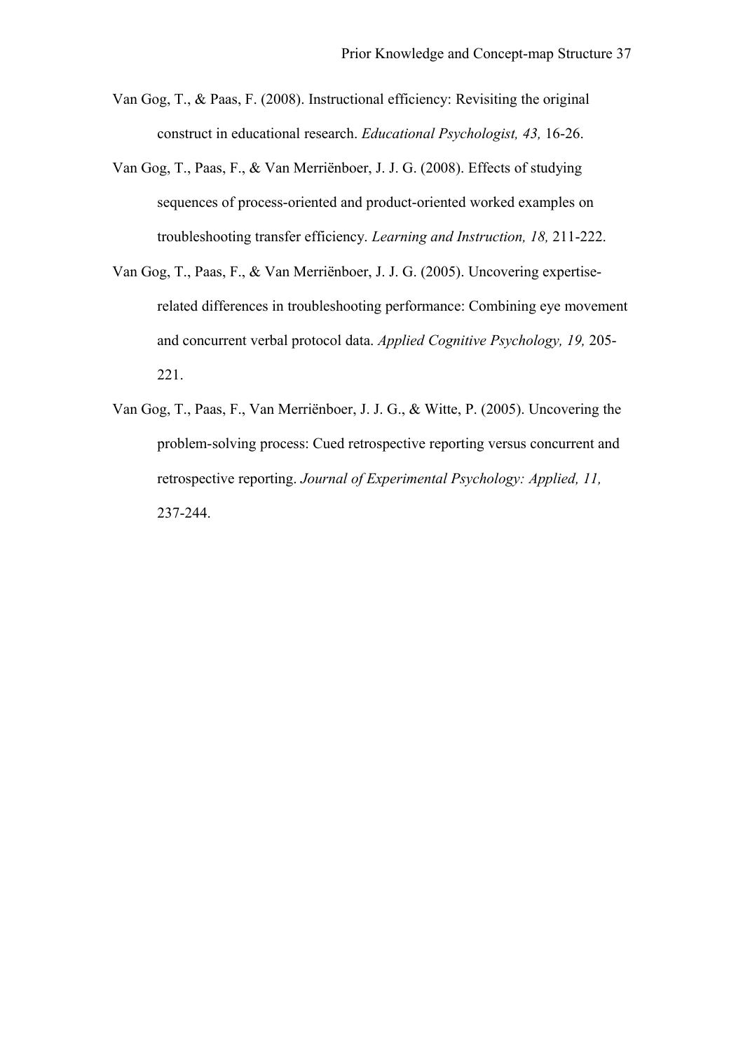Van Gog, T., & Paas, F. (2008). Instructional efficiency: Revisiting the original construct in educational research. *Educational Psychologist, 43,* 16-26.

Van Gog, T., Paas, F., & Van Merriënboer, J. J. G. (2008). Effects of studying sequences of process-oriented and product-oriented worked examples on troubleshooting transfer efficiency. *Learning and Instruction, 18,* 211-222.

Van Gog, T., Paas, F., & Van Merriënboer, J. J. G. (2005). Uncovering expertise-related differences in troubleshooting performance: Combining eye movement and concurrent verbal protocol data. *Applied Cognitive Psychology, 19,* 205-221.

Van Gog, T., Paas, F., Van Merriënboer, J. J. G., & Witte, P. (2005). Uncovering the problem-solving process: Cued retrospective reporting versus concurrent and retrospective reporting. *Journal of Experimental Psychology: Applied, 11,* 237-244.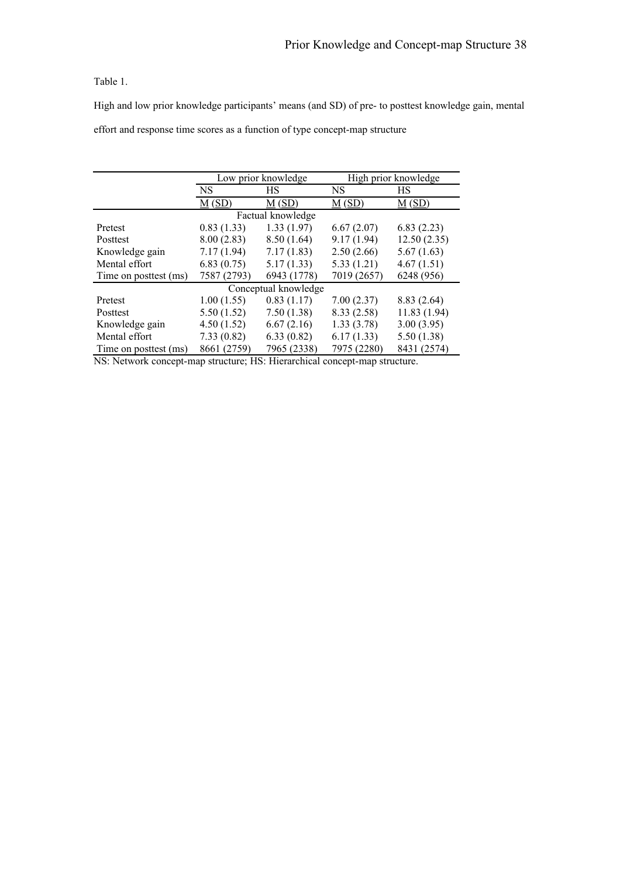Table 1.

High and low prior knowledge participants' means (and SD) of pre- to posttest knowledge gain, mental effort and response time scores as a function of type concept-map structure

| | Low prior knowledge | | High prior knowledge | |
|---|---|---|---|---|
| | NS | HS | NS | HS |
| | M (SD) | M (SD) | M (SD) | M (SD) |
| **Factual knowledge** | | | | |
| Pretest | 0.83 (1.33) | 1.33 (1.97) | 6.67 (2.07) | 6.83 (2.23) |
| Posttest | 8.00 (2.83) | 8.50 (1.64) | 9.17 (1.94) | 12.50 (2.35) |
| Knowledge gain | 7.17 (1.94) | 7.17 (1.83) | 2.50 (2.66) | 5.67 (1.63) |
| Mental effort | 6.83 (0.75) | 5.17 (1.33) | 5.33 (1.21) | 4.67 (1.51) |
| Time on posttest (ms) | 7587 (2793) | 6943 (1778) | 7019 (2657) | 6248 (956) |
| **Conceptual knowledge** | | | | |
| Pretest | 1.00 (1.55) | 0.83 (1.17) | 7.00 (2.37) | 8.83 (2.64) |
| Posttest | 5.50 (1.52) | 7.50 (1.38) | 8.33 (2.58) | 11.83 (1.94) |
| Knowledge gain | 4.50 (1.52) | 6.67 (2.16) | 1.33 (3.78) | 3.00 (3.95) |
| Mental effort | 7.33 (0.82) | 6.33 (0.82) | 6.17 (1.33) | 5.50 (1.38) |
| Time on posttest (ms) | 8661 (2759) | 7965 (2338) | 7975 (2280) | 8431 (2574) |

NS: Network concept-map structure; HS: Hierarchical concept-map structure.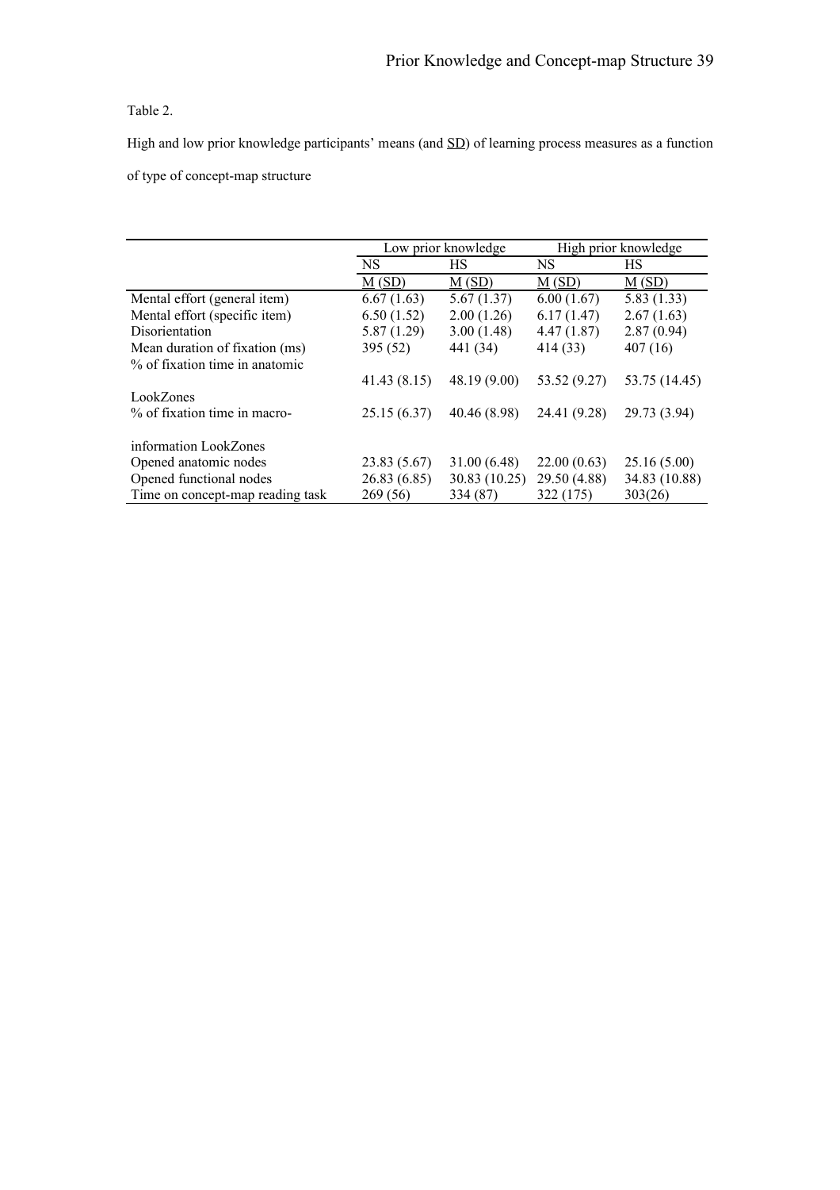Table 2.

High and low prior knowledge participants' means (and SD) of learning process measures as a function of type of concept-map structure

| | Low prior knowledge | | High prior knowledge | |
|---|---|---|---|---|
| | NS | HS | NS | HS |
| | M (SD) | M (SD) | M (SD) | M (SD) |
| Mental effort (general item) | 6.67 (1.63) | 5.67 (1.37) | 6.00 (1.67) | 5.83 (1.33) |
| Mental effort (specific item) | 6.50 (1.52) | 2.00 (1.26) | 6.17 (1.47) | 2.67 (1.63) |
| Disorientation | 5.87 (1.29) | 3.00 (1.48) | 4.47 (1.87) | 2.87 (0.94) |
| Mean duration of fixation (ms) | 395 (52) | 441 (34) | 414 (33) | 407 (16) |
| % of fixation time in anatomic LookZones | 41.43 (8.15) | 48.19 (9.00) | 53.52 (9.27) | 53.75 (14.45) |
| % of fixation time in macro-information LookZones | 25.15 (6.37) | 40.46 (8.98) | 24.41 (9.28) | 29.73 (3.94) |
| Opened anatomic nodes | 23.83 (5.67) | 31.00 (6.48) | 22.00 (0.63) | 25.16 (5.00) |
| Opened functional nodes | 26.83 (6.85) | 30.83 (10.25) | 29.50 (4.88) | 34.83 (10.88) |
| Time on concept-map reading task | 269 (56) | 334 (87) | 322 (175) | 303(26) |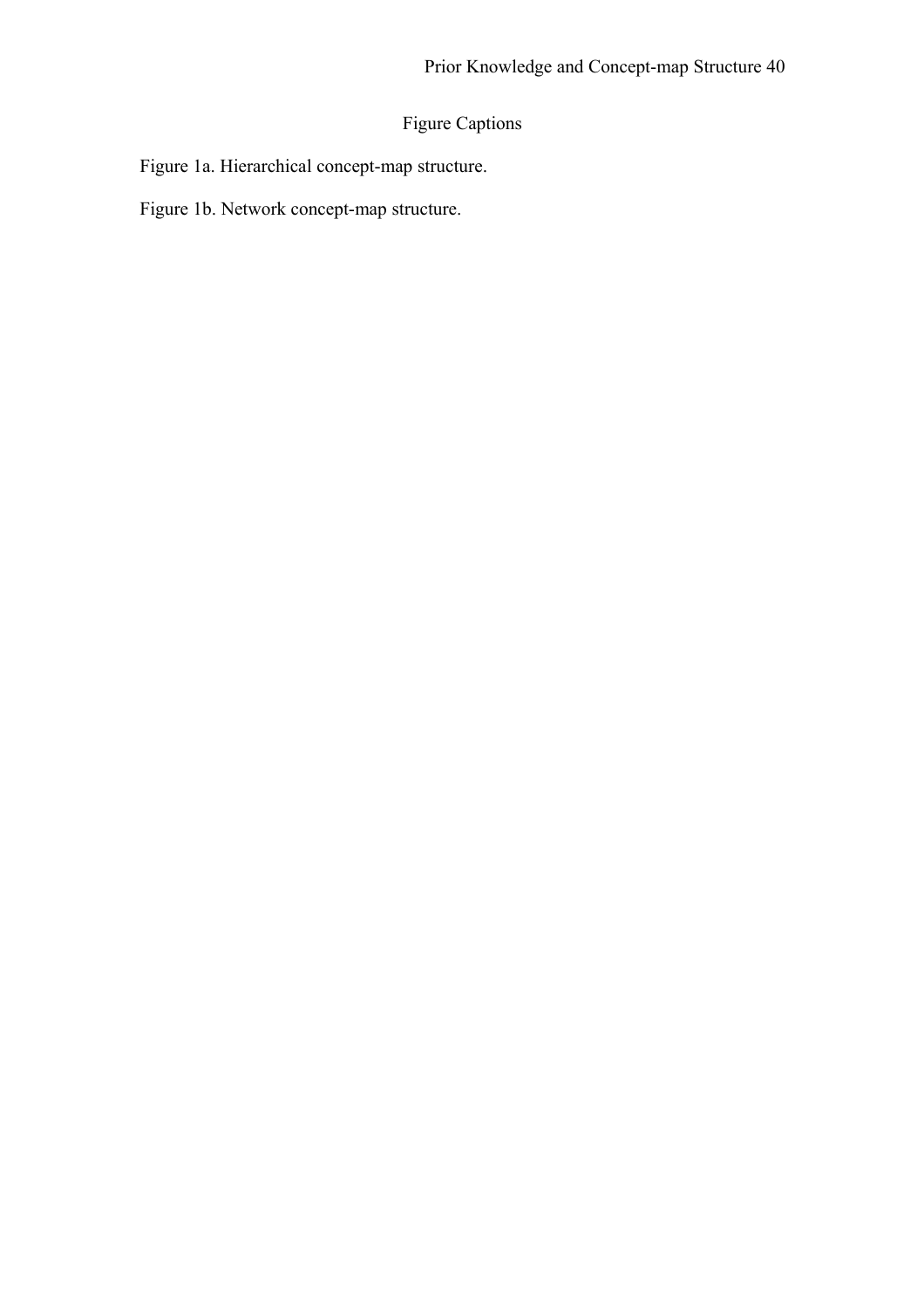# Figure Captions

Figure 1a. Hierarchical concept-map structure.

Figure 1b. Network concept-map structure.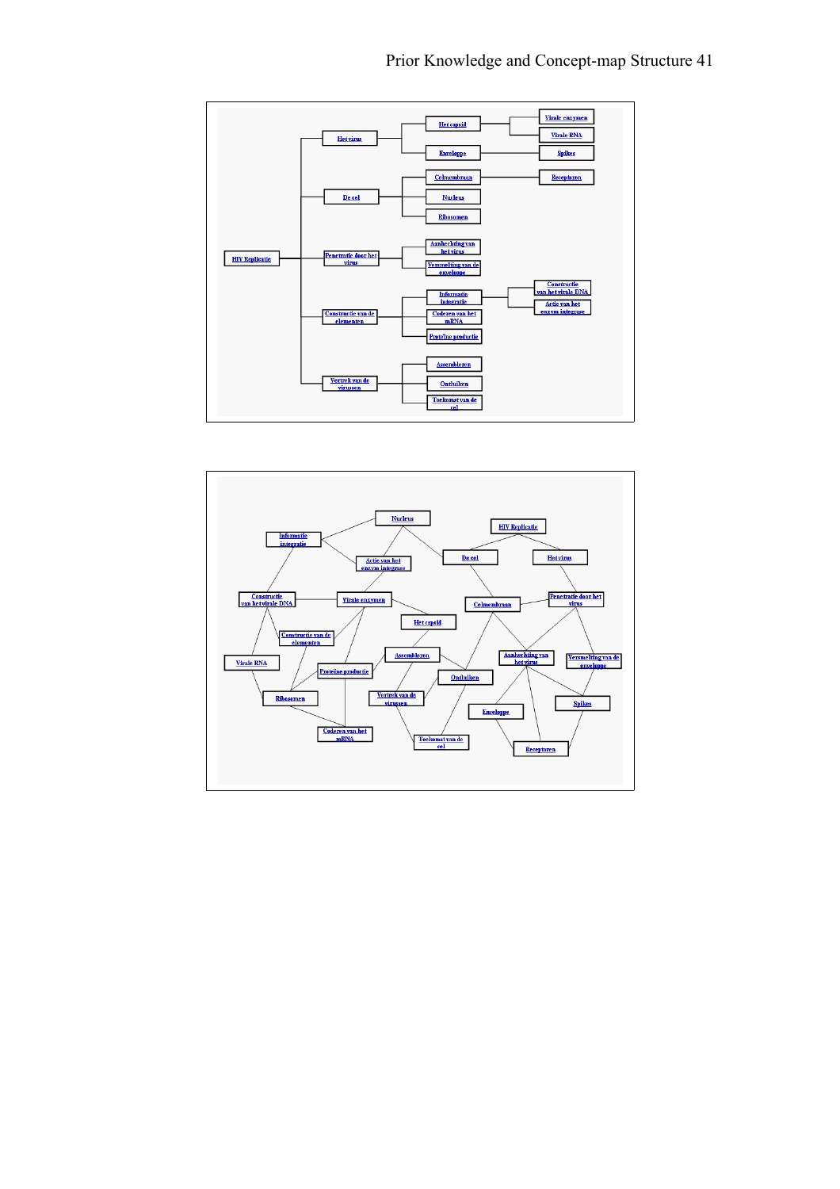HIV Replicatie

Het virus

Het capsid

Virale enzymen

Virale RNA

Enveloppe

Spikes

De cel

Celmembraan

Receptoren

Nucleus

Ribosomen

Penetratie door het virus

Aanhechting van het virus

Versmelting van de enveloppe

Constructie van de elementen

Informatie integratie

Constructie van het virale DNA

Actie van het enzym integrase

Coderen van het mRNA

Proteïne productie

Vertrek van de virussen

Assembleren

Ontluiken

Toekomst van de cel

Nucleus

HIV Replicatie

Informatie integratie

Actie van het enzym integrase

De cel

Het virus

Constructie van het virale DNA

Virale enzymen

Celmembraan

Penetratie door het virus

Het capsid

Constructie van de elementen

Assembleren

Aanhechting van het virus

Versmelting van de enveloppe

Virale RNA

Proteïne productie

Ontluiken

Ribosomen

Vertrek van de virussen

Spikes

Enveloppe

Coderen van het mRNA

Toekomst van de cel

Receptoren